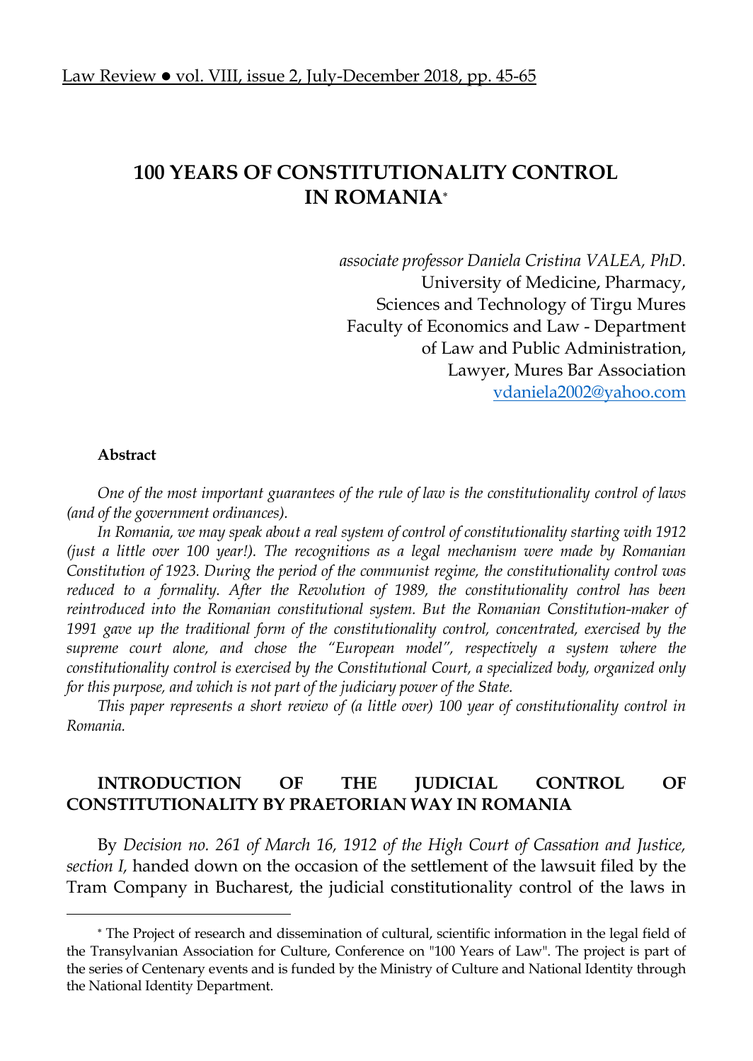# 100 YEARS OF CONSTITUTIONALITY CONTROL IN ROMANIA[*]

*associate professor Daniela Cristina VALEA, PhD.*
University of Medicine, Pharmacy,
Sciences and Technology of Tirgu Mures
Faculty of Economics and Law - Department
of Law and Public Administration,
Lawyer, Mures Bar Association
vdaniela2002@yahoo.com

**Abstract**

*One of the most important guarantees of the rule of law is the constitutionality control of laws (and of the government ordinances).*

*In Romania, we may speak about a real system of control of constitutionality starting with 1912 (just a little over 100 year!). The recognitions as a legal mechanism were made by Romanian Constitution of 1923. During the period of the communist regime, the constitutionality control was reduced to a formality. After the Revolution of 1989, the constitutionality control has been reintroduced into the Romanian constitutional system. But the Romanian Constitution-maker of 1991 gave up the traditional form of the constitutionality control, concentrated, exercised by the supreme court alone, and chose the "European model", respectively a system where the constitutionality control is exercised by the Constitutional Court, a specialized body, organized only for this purpose, and which is not part of the judiciary power of the State.*

*This paper represents a short review of (a little over) 100 year of constitutionality control in Romania.*

## INTRODUCTION OF THE JUDICIAL CONTROL OF CONSTITUTIONALITY BY PRAETORIAN WAY IN ROMANIA

By *Decision no. 261 of March 16, 1912 of the High Court of Cassation and Justice, section I,* handed down on the occasion of the settlement of the lawsuit filed by the Tram Company in Bucharest, the judicial constitutionality control of the laws in

---

[*] The Project of research and dissemination of cultural, scientific information in the legal field of the Transylvanian Association for Culture, Conference on "100 Years of Law". The project is part of the series of Centenary events and is funded by the Ministry of Culture and National Identity through the National Identity Department.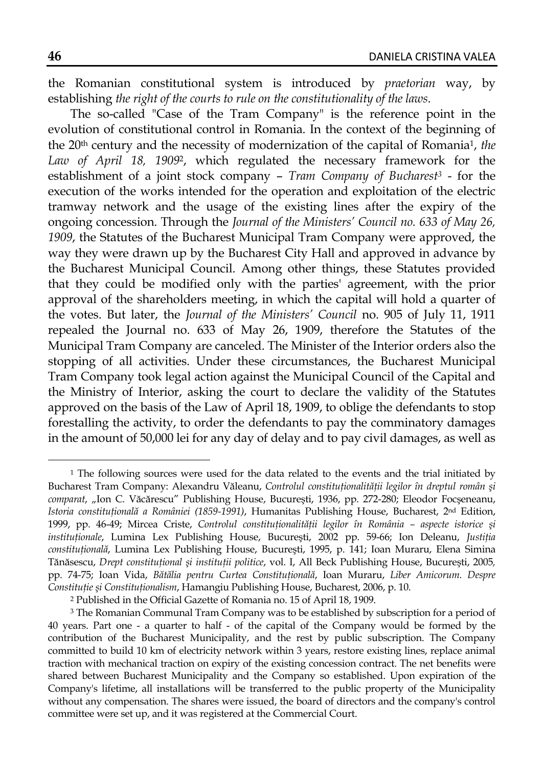the Romanian constitutional system is introduced by *praetorian* way, by establishing *the right of the courts to rule on the constitutionality of the laws*.

The so-called "Case of the Tram Company" is the reference point in the evolution of constitutional control in Romania. In the context of the beginning of the 20th century and the necessity of modernization of the capital of Romania[1], *the Law of April 18, 1909*[2], which regulated the necessary framework for the establishment of a joint stock company – *Tram Company of Bucharest*[3] - for the execution of the works intended for the operation and exploitation of the electric tramway network and the usage of the existing lines after the expiry of the ongoing concession. Through the *Journal of the Ministers' Council no. 633 of May 26, 1909*, the Statutes of the Bucharest Municipal Tram Company were approved, the way they were drawn up by the Bucharest City Hall and approved in advance by the Bucharest Municipal Council. Among other things, these Statutes provided that they could be modified only with the parties' agreement, with the prior approval of the shareholders meeting, in which the capital will hold a quarter of the votes. But later, the *Journal of the Ministers' Council* no. 905 of July 11, 1911 repealed the Journal no. 633 of May 26, 1909, therefore the Statutes of the Municipal Tram Company are canceled. The Minister of the Interior orders also the stopping of all activities. Under these circumstances, the Bucharest Municipal Tram Company took legal action against the Municipal Council of the Capital and the Ministry of Interior, asking the court to declare the validity of the Statutes approved on the basis of the Law of April 18, 1909, to oblige the defendants to stop forestalling the activity, to order the defendants to pay the comminatory damages in the amount of 50,000 lei for any day of delay and to pay civil damages, as well as

---

[1] The following sources were used for the data related to the events and the trial initiated by Bucharest Tram Company: Alexandru Văleanu, *Controlul constituționalității legilor în dreptul român și comparat*, „Ion C. Văcărescu" Publishing House, București, 1936, pp. 272-280; Eleodor Focșeneanu, *Istoria constituțională a României (1859-1991)*, Humanitas Publishing House, Bucharest, 2nd Edition, 1999, pp. 46-49; Mircea Criste, *Controlul constituționalității legilor în România – aspecte istorice și instituționale*, Lumina Lex Publishing House, București, 2002 pp. 59-66; Ion Deleanu, *Justiția constituțională*, Lumina Lex Publishing House, București, 1995, p. 141; Ioan Muraru, Elena Simina Tănăsescu, *Drept constituțional și instituții politice*, vol. I, All Beck Publishing House, București, 2005, pp. 74-75; Ioan Vida, *Bătălia pentru Curtea Constituțională*, Ioan Muraru, *Liber Amicorum. Despre Constituție și Constituționalism*, Hamangiu Publishing House, Bucharest, 2006, p. 10.

[2] Published in the Official Gazette of Romania no. 15 of April 18, 1909.

[3] The Romanian Communal Tram Company was to be established by subscription for a period of 40 years. Part one - a quarter to half - of the capital of the Company would be formed by the contribution of the Bucharest Municipality, and the rest by public subscription. The Company committed to build 10 km of electricity network within 3 years, restore existing lines, replace animal traction with mechanical traction on expiry of the existing concession contract. The net benefits were shared between Bucharest Municipality and the Company so established. Upon expiration of the Company's lifetime, all installations will be transferred to the public property of the Municipality without any compensation. The shares were issued, the board of directors and the company's control committee were set up, and it was registered at the Commercial Court.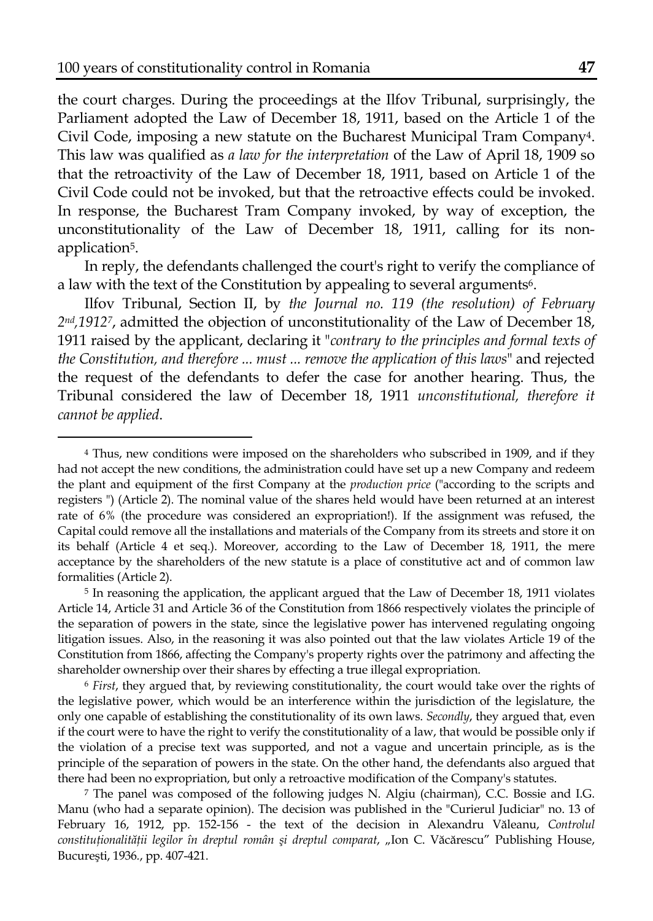the court charges. During the proceedings at the Ilfov Tribunal, surprisingly, the Parliament adopted the Law of December 18, 1911, based on the Article 1 of the Civil Code, imposing a new statute on the Bucharest Municipal Tram Company[4]. This law was qualified as *a law for the interpretation* of the Law of April 18, 1909 so that the retroactivity of the Law of December 18, 1911, based on Article 1 of the Civil Code could not be invoked, but that the retroactive effects could be invoked. In response, the Bucharest Tram Company invoked, by way of exception, the unconstitutionality of the Law of December 18, 1911, calling for its non-application[5].

In reply, the defendants challenged the court's right to verify the compliance of a law with the text of the Constitution by appealing to several arguments[6].

Ilfov Tribunal, Section II, by *the Journal no. 119 (the resolution) of February 2nd,1912*[7], admitted the objection of unconstitutionality of the Law of December 18, 1911 raised by the applicant, declaring it "*contrary to the principles and formal texts of the Constitution, and therefore ... must ... remove the application of this laws*" and rejected the request of the defendants to defer the case for another hearing. Thus, the Tribunal considered the law of December 18, 1911 *unconstitutional, therefore it cannot be applied*.

---

[4] Thus, new conditions were imposed on the shareholders who subscribed in 1909, and if they had not accept the new conditions, the administration could have set up a new Company and redeem the plant and equipment of the first Company at the *production price* ("according to the scripts and registers ") (Article 2). The nominal value of the shares held would have been returned at an interest rate of 6% (the procedure was considered an expropriation!). If the assignment was refused, the Capital could remove all the installations and materials of the Company from its streets and store it on its behalf (Article 4 et seq.). Moreover, according to the Law of December 18, 1911, the mere acceptance by the shareholders of the new statute is a place of constitutive act and of common law formalities (Article 2).

[5] In reasoning the application, the applicant argued that the Law of December 18, 1911 violates Article 14, Article 31 and Article 36 of the Constitution from 1866 respectively violates the principle of the separation of powers in the state, since the legislative power has intervened regulating ongoing litigation issues. Also, in the reasoning it was also pointed out that the law violates Article 19 of the Constitution from 1866, affecting the Company's property rights over the patrimony and affecting the shareholder ownership over their shares by effecting a true illegal expropriation.

[6] *First*, they argued that, by reviewing constitutionality, the court would take over the rights of the legislative power, which would be an interference within the jurisdiction of the legislature, the only one capable of establishing the constitutionality of its own laws. *Secondly*, they argued that, even if the court were to have the right to verify the constitutionality of a law, that would be possible only if the violation of a precise text was supported, and not a vague and uncertain principle, as is the principle of the separation of powers in the state. On the other hand, the defendants also argued that there had been no expropriation, but only a retroactive modification of the Company's statutes.

[7] The panel was composed of the following judges N. Algiu (chairman), C.C. Bossie and I.G. Manu (who had a separate opinion). The decision was published in the "Curierul Judiciar" no. 13 of February 16, 1912, pp. 152-156 - the text of the decision in Alexandru Văleanu, *Controlul constituționalității legilor în dreptul român şi dreptul comparat*, „Ion C. Văcărescu" Publishing House, Bucureşti, 1936., pp. 407-421.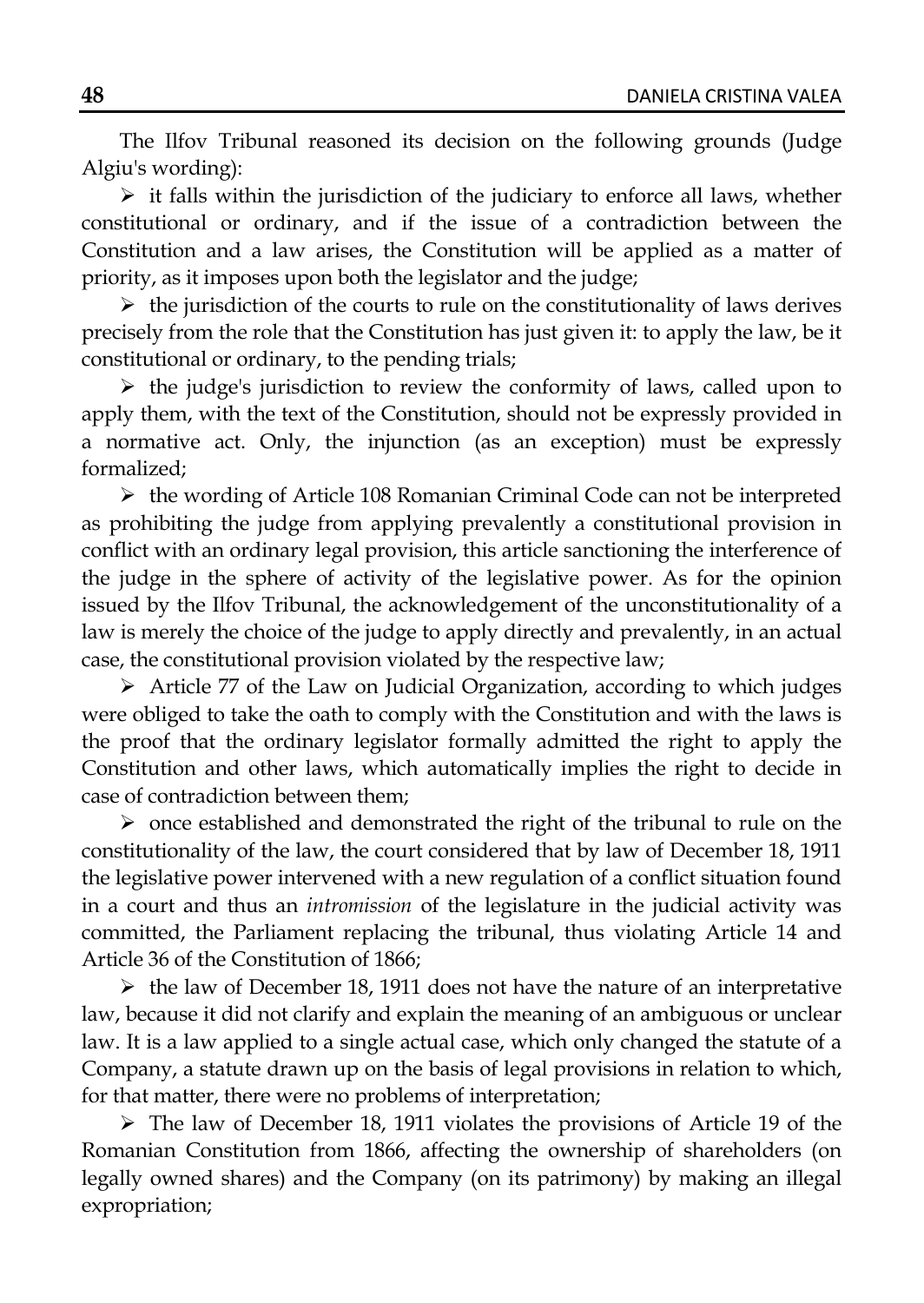The Ilfov Tribunal reasoned its decision on the following grounds (Judge Algiu's wording):

- it falls within the jurisdiction of the judiciary to enforce all laws, whether constitutional or ordinary, and if the issue of a contradiction between the Constitution and a law arises, the Constitution will be applied as a matter of priority, as it imposes upon both the legislator and the judge;
- the jurisdiction of the courts to rule on the constitutionality of laws derives precisely from the role that the Constitution has just given it: to apply the law, be it constitutional or ordinary, to the pending trials;
- the judge's jurisdiction to review the conformity of laws, called upon to apply them, with the text of the Constitution, should not be expressly provided in a normative act. Only, the injunction (as an exception) must be expressly formalized;
- the wording of Article 108 Romanian Criminal Code can not be interpreted as prohibiting the judge from applying prevalently a constitutional provision in conflict with an ordinary legal provision, this article sanctioning the interference of the judge in the sphere of activity of the legislative power. As for the opinion issued by the Ilfov Tribunal, the acknowledgement of the unconstitutionality of a law is merely the choice of the judge to apply directly and prevalently, in an actual case, the constitutional provision violated by the respective law;
- Article 77 of the Law on Judicial Organization, according to which judges were obliged to take the oath to comply with the Constitution and with the laws is the proof that the ordinary legislator formally admitted the right to apply the Constitution and other laws, which automatically implies the right to decide in case of contradiction between them;
- once established and demonstrated the right of the tribunal to rule on the constitutionality of the law, the court considered that by law of December 18, 1911 the legislative power intervened with a new regulation of a conflict situation found in a court and thus an *intromission* of the legislature in the judicial activity was committed, the Parliament replacing the tribunal, thus violating Article 14 and Article 36 of the Constitution of 1866;
- the law of December 18, 1911 does not have the nature of an interpretative law, because it did not clarify and explain the meaning of an ambiguous or unclear law. It is a law applied to a single actual case, which only changed the statute of a Company, a statute drawn up on the basis of legal provisions in relation to which, for that matter, there were no problems of interpretation;
- The law of December 18, 1911 violates the provisions of Article 19 of the Romanian Constitution from 1866, affecting the ownership of shareholders (on legally owned shares) and the Company (on its patrimony) by making an illegal expropriation;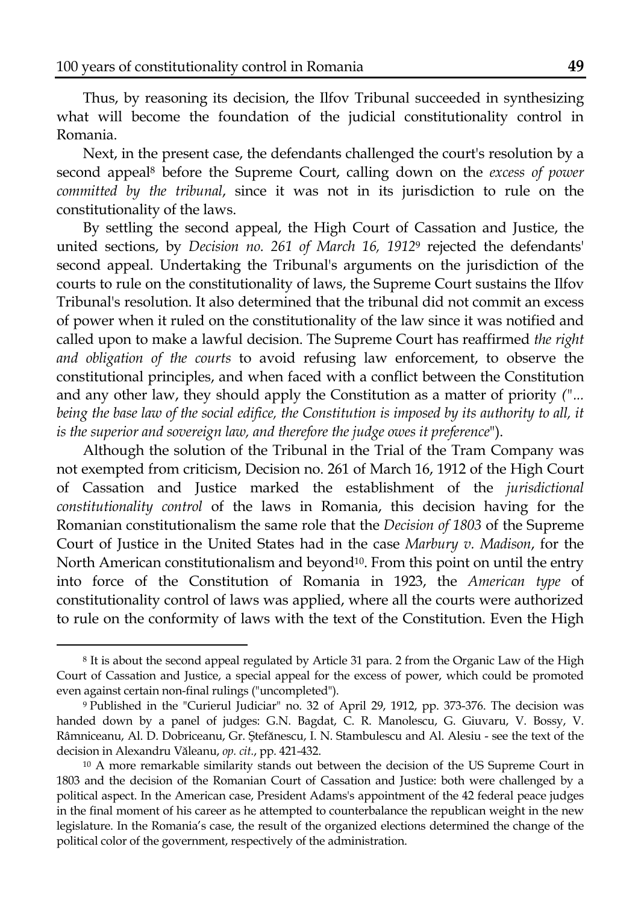Thus, by reasoning its decision, the Ilfov Tribunal succeeded in synthesizing what will become the foundation of the judicial constitutionality control in Romania.

Next, in the present case, the defendants challenged the court's resolution by a second appeal[8] before the Supreme Court, calling down on the *excess of power committed by the tribunal*, since it was not in its jurisdiction to rule on the constitutionality of the laws.

By settling the second appeal, the High Court of Cassation and Justice, the united sections, by *Decision no. 261 of March 16, 1912*[9] rejected the defendants' second appeal. Undertaking the Tribunal's arguments on the jurisdiction of the courts to rule on the constitutionality of laws, the Supreme Court sustains the Ilfov Tribunal's resolution. It also determined that the tribunal did not commit an excess of power when it ruled on the constitutionality of the law since it was notified and called upon to make a lawful decision. The Supreme Court has reaffirmed *the right and obligation of the courts* to avoid refusing law enforcement, to observe the constitutional principles, and when faced with a conflict between the Constitution and any other law, they should apply the Constitution as a matter of priority *("... being the base law of the social edifice, the Constitution is imposed by its authority to all, it is the superior and sovereign law, and therefore the judge owes it preference"*).

Although the solution of the Tribunal in the Trial of the Tram Company was not exempted from criticism, Decision no. 261 of March 16, 1912 of the High Court of Cassation and Justice marked the establishment of the *jurisdictional constitutionality control* of the laws in Romania, this decision having for the Romanian constitutionalism the same role that the *Decision of 1803* of the Supreme Court of Justice in the United States had in the case *Marbury v. Madison*, for the North American constitutionalism and beyond[10]. From this point on until the entry into force of the Constitution of Romania in 1923, the *American type* of constitutionality control of laws was applied, where all the courts were authorized to rule on the conformity of laws with the text of the Constitution. Even the High

---

[8] It is about the second appeal regulated by Article 31 para. 2 from the Organic Law of the High Court of Cassation and Justice, a special appeal for the excess of power, which could be promoted even against certain non-final rulings ("uncompleted").

[9] Published in the "Curierul Judiciar" no. 32 of April 29, 1912, pp. 373-376. The decision was handed down by a panel of judges: G.N. Bagdat, C. R. Manolescu, G. Giuvaru, V. Bossy, V. Râmniceanu, Al. D. Dobriceanu, Gr. Ştefănescu, I. N. Stambulescu and Al. Alesiu - see the text of the decision in Alexandru Văleanu, *op. cit.*, pp. 421-432.

[10] A more remarkable similarity stands out between the decision of the US Supreme Court in 1803 and the decision of the Romanian Court of Cassation and Justice: both were challenged by a political aspect. In the American case, President Adams's appointment of the 42 federal peace judges in the final moment of his career as he attempted to counterbalance the republican weight in the new legislature. In the Romania's case, the result of the organized elections determined the change of the political color of the government, respectively of the administration.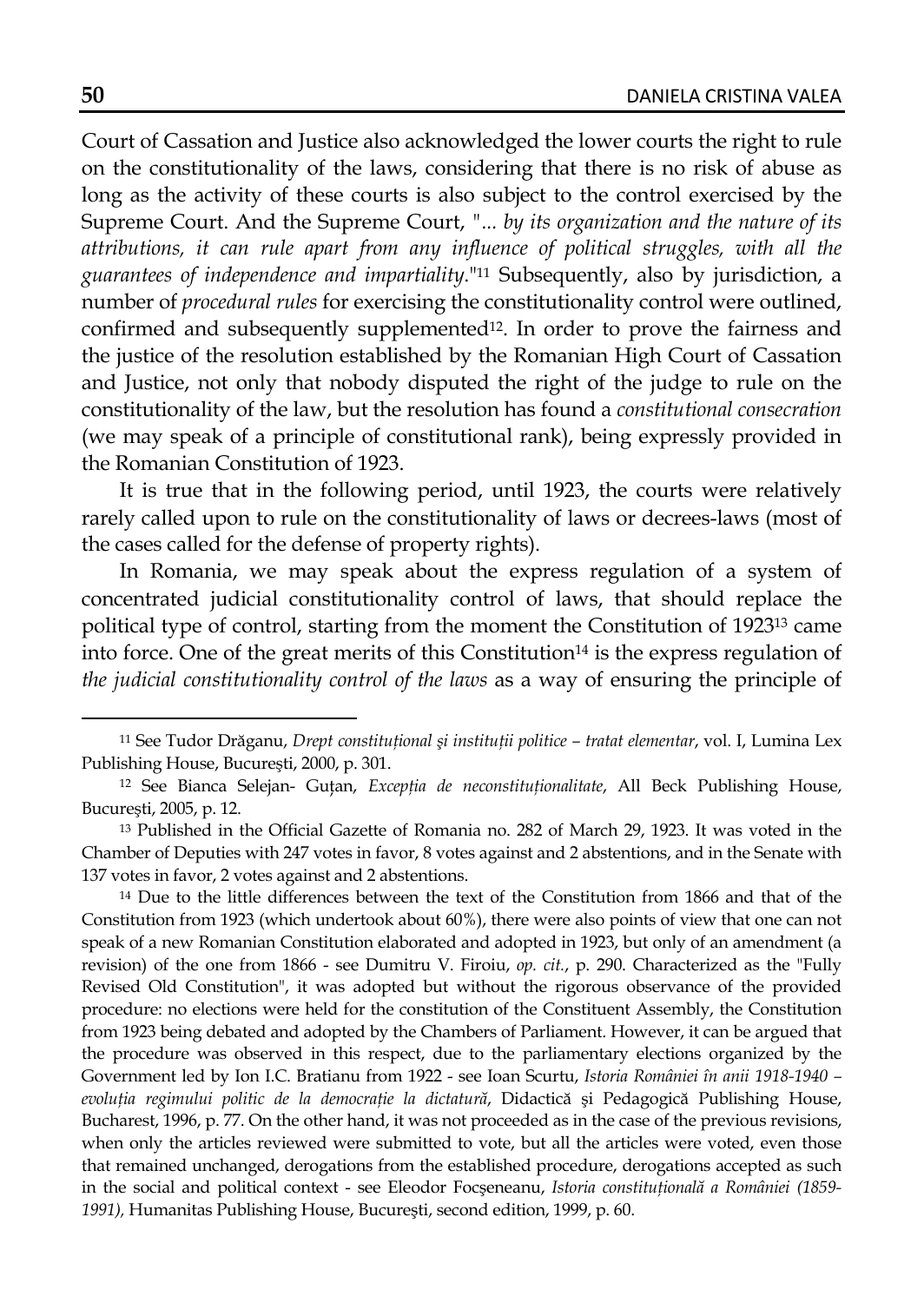Court of Cassation and Justice also acknowledged the lower courts the right to rule on the constitutionality of the laws, considering that there is no risk of abuse as long as the activity of these courts is also subject to the control exercised by the Supreme Court. And the Supreme Court, *"... by its organization and the nature of its attributions, it can rule apart from any influence of political struggles, with all the guarantees of independence and impartiality."*[11] Subsequently, also by jurisdiction, a number of *procedural rules* for exercising the constitutionality control were outlined, confirmed and subsequently supplemented[12]. In order to prove the fairness and the justice of the resolution established by the Romanian High Court of Cassation and Justice, not only that nobody disputed the right of the judge to rule on the constitutionality of the law, but the resolution has found a *constitutional consecration* (we may speak of a principle of constitutional rank), being expressly provided in the Romanian Constitution of 1923.

It is true that in the following period, until 1923, the courts were relatively rarely called upon to rule on the constitutionality of laws or decrees-laws (most of the cases called for the defense of property rights).

In Romania, we may speak about the express regulation of a system of concentrated judicial constitutionality control of laws, that should replace the political type of control, starting from the moment the Constitution of 1923[13] came into force. One of the great merits of this Constitution[14] is the express regulation of *the judicial constitutionality control of the laws* as a way of ensuring the principle of

---

[11] See Tudor Drăganu, *Drept constituțional și instituții politice – tratat elementar*, vol. I, Lumina Lex Publishing House, București, 2000, p. 301.

[12] See Bianca Selejan- Guțan, *Excepția de neconstituționalitate*, All Beck Publishing House, București, 2005, p. 12.

[13] Published in the Official Gazette of Romania no. 282 of March 29, 1923. It was voted in the Chamber of Deputies with 247 votes in favor, 8 votes against and 2 abstentions, and in the Senate with 137 votes in favor, 2 votes against and 2 abstentions.

[14] Due to the little differences between the text of the Constitution from 1866 and that of the Constitution from 1923 (which undertook about 60%), there were also points of view that one can not speak of a new Romanian Constitution elaborated and adopted in 1923, but only of an amendment (a revision) of the one from 1866 - see Dumitru V. Firoiu, *op. cit.*, p. 290. Characterized as the "Fully Revised Old Constitution", it was adopted but without the rigorous observance of the provided procedure: no elections were held for the constitution of the Constituent Assembly, the Constitution from 1923 being debated and adopted by the Chambers of Parliament. However, it can be argued that the procedure was observed in this respect, due to the parliamentary elections organized by the Government led by Ion I.C. Bratianu from 1922 - see Ioan Scurtu, *Istoria României în anii 1918-1940 – evoluția regimului politic de la democrație la dictatură*, Didactică și Pedagogică Publishing House, Bucharest, 1996, p. 77. On the other hand, it was not proceeded as in the case of the previous revisions, when only the articles reviewed were submitted to vote, but all the articles were voted, even those that remained unchanged, derogations from the established procedure, derogations accepted as such in the social and political context - see Eleodor Focșeneanu, *Istoria constituțională a României (1859-1991),* Humanitas Publishing House, București, second edition, 1999, p. 60.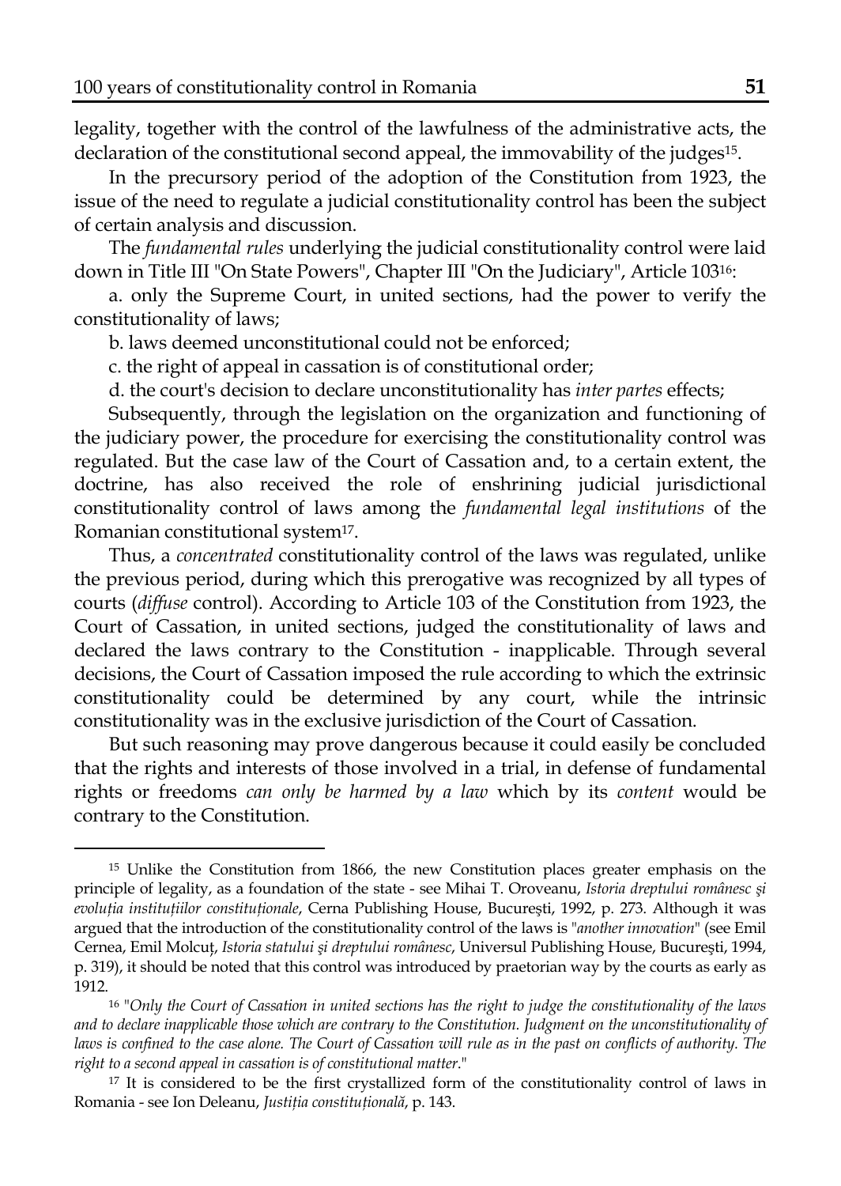legality, together with the control of the lawfulness of the administrative acts, the declaration of the constitutional second appeal, the immovability of the judges[15].

In the precursory period of the adoption of the Constitution from 1923, the issue of the need to regulate a judicial constitutionality control has been the subject of certain analysis and discussion.

The *fundamental rules* underlying the judicial constitutionality control were laid down in Title III "On State Powers", Chapter III "On the Judiciary", Article 103[16]:

a. only the Supreme Court, in united sections, had the power to verify the constitutionality of laws;

b. laws deemed unconstitutional could not be enforced;

c. the right of appeal in cassation is of constitutional order;

d. the court's decision to declare unconstitutionality has *inter partes* effects;

Subsequently, through the legislation on the organization and functioning of the judiciary power, the procedure for exercising the constitutionality control was regulated. But the case law of the Court of Cassation and, to a certain extent, the doctrine, has also received the role of enshrining judicial jurisdictional constitutionality control of laws among the *fundamental legal institutions* of the Romanian constitutional system[17].

Thus, a *concentrated* constitutionality control of the laws was regulated, unlike the previous period, during which this prerogative was recognized by all types of courts (*diffuse* control). According to Article 103 of the Constitution from 1923, the Court of Cassation, in united sections, judged the constitutionality of laws and declared the laws contrary to the Constitution - inapplicable. Through several decisions, the Court of Cassation imposed the rule according to which the extrinsic constitutionality could be determined by any court, while the intrinsic constitutionality was in the exclusive jurisdiction of the Court of Cassation.

But such reasoning may prove dangerous because it could easily be concluded that the rights and interests of those involved in a trial, in defense of fundamental rights or freedoms *can only be harmed by a law* which by its *content* would be contrary to the Constitution.

---

[15] Unlike the Constitution from 1866, the new Constitution places greater emphasis on the principle of legality, as a foundation of the state - see Mihai T. Oroveanu, *Istoria dreptului românesc şi evoluția instituțiilor constituționale*, Cerna Publishing House, Bucureşti, 1992, p. 273. Although it was argued that the introduction of the constitutionality control of the laws is "*another innovation*" (see Emil Cernea, Emil Molcuț, *Istoria statului şi dreptului românesc*, Universul Publishing House, Bucureşti, 1994, p. 319), it should be noted that this control was introduced by praetorian way by the courts as early as 1912.

[16] "*Only the Court of Cassation in united sections has the right to judge the constitutionality of the laws and to declare inapplicable those which are contrary to the Constitution. Judgment on the unconstitutionality of laws is confined to the case alone. The Court of Cassation will rule as in the past on conflicts of authority. The right to a second appeal in cassation is of constitutional matter*."

[17] It is considered to be the first crystallized form of the constitutionality control of laws in Romania - see Ion Deleanu, *Justiția constituțională*, p. 143.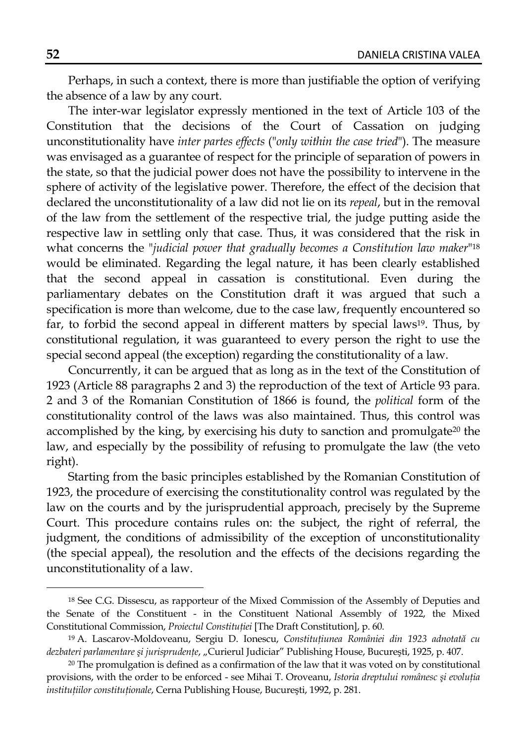Perhaps, in such a context, there is more than justifiable the option of verifying the absence of a law by any court.

The inter-war legislator expressly mentioned in the text of Article 103 of the Constitution that the decisions of the Court of Cassation on judging unconstitutionality have *inter partes effects* ("*only within the case tried*"). The measure was envisaged as a guarantee of respect for the principle of separation of powers in the state, so that the judicial power does not have the possibility to intervene in the sphere of activity of the legislative power. Therefore, the effect of the decision that declared the unconstitutionality of a law did not lie on its *repeal*, but in the removal of the law from the settlement of the respective trial, the judge putting aside the respective law in settling only that case. Thus, it was considered that the risk in what concerns the "*judicial power that gradually becomes a Constitution law maker*"[18] would be eliminated. Regarding the legal nature, it has been clearly established that the second appeal in cassation is constitutional. Even during the parliamentary debates on the Constitution draft it was argued that such a specification is more than welcome, due to the case law, frequently encountered so far, to forbid the second appeal in different matters by special laws[19]. Thus, by constitutional regulation, it was guaranteed to every person the right to use the special second appeal (the exception) regarding the constitutionality of a law.

Concurrently, it can be argued that as long as in the text of the Constitution of 1923 (Article 88 paragraphs 2 and 3) the reproduction of the text of Article 93 para. 2 and 3 of the Romanian Constitution of 1866 is found, the *political* form of the constitutionality control of the laws was also maintained. Thus, this control was accomplished by the king, by exercising his duty to sanction and promulgate[20] the law, and especially by the possibility of refusing to promulgate the law (the veto right).

Starting from the basic principles established by the Romanian Constitution of 1923, the procedure of exercising the constitutionality control was regulated by the law on the courts and by the jurisprudential approach, precisely by the Supreme Court. This procedure contains rules on: the subject, the right of referral, the judgment, the conditions of admissibility of the exception of unconstitutionality (the special appeal), the resolution and the effects of the decisions regarding the unconstitutionality of a law.

---

[18] See C.G. Dissescu, as rapporteur of the Mixed Commission of the Assembly of Deputies and the Senate of the Constituent - in the Constituent National Assembly of 1922, the Mixed Constitutional Commission, *Proiectul Constituției* [The Draft Constitution], p. 60.

[19] A. Lascarov-Moldoveanu, Sergiu D. Ionescu, *Constituțiunea României din 1923 adnotată cu dezbateri parlamentare şi jurisprudențe*, „Curierul Judiciar" Publishing House, Bucureşti, 1925, p. 407.

[20] The promulgation is defined as a confirmation of the law that it was voted on by constitutional provisions, with the order to be enforced - see Mihai T. Oroveanu, *Istoria dreptului românesc şi evoluția instituțiilor constituționale*, Cerna Publishing House, Bucureşti, 1992, p. 281.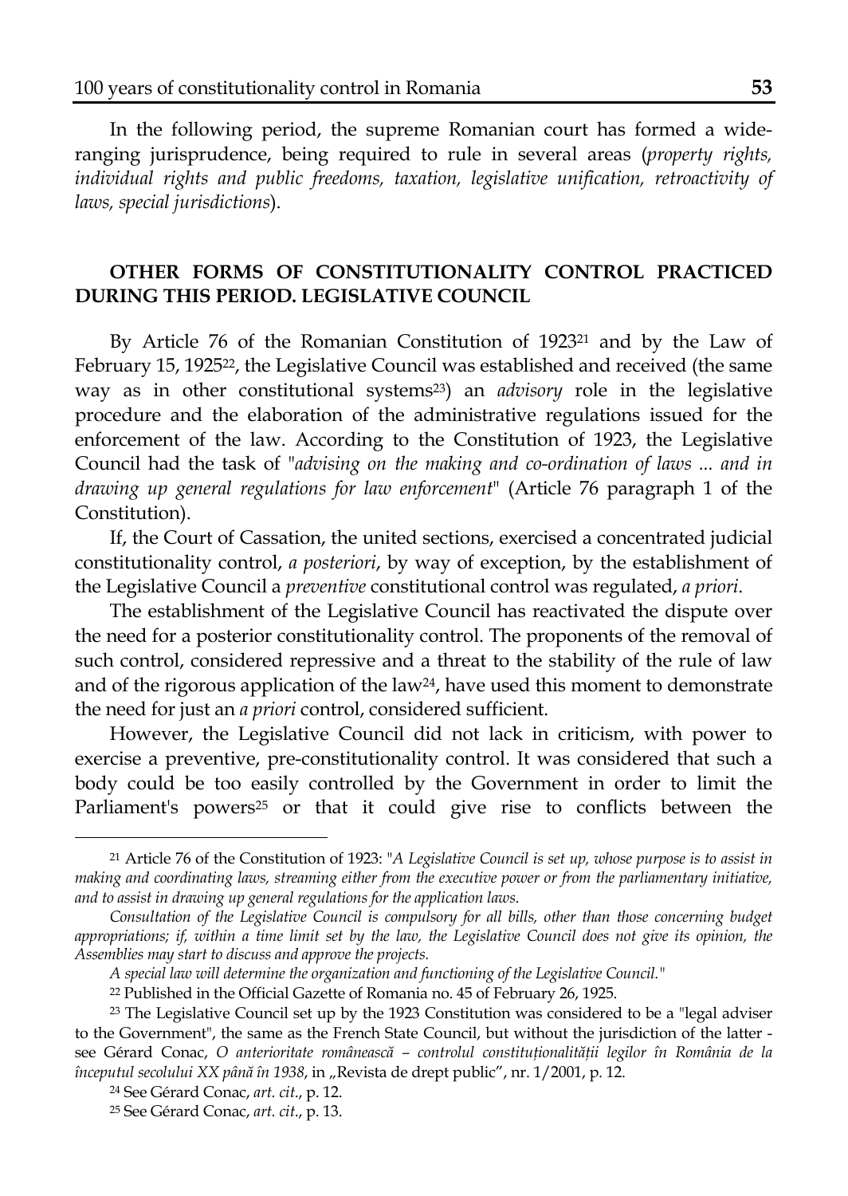In the following period, the supreme Romanian court has formed a wide-ranging jurisprudence, being required to rule in several areas (*property rights, individual rights and public freedoms, taxation, legislative unification, retroactivity of laws, special jurisdictions*).

## OTHER FORMS OF CONSTITUTIONALITY CONTROL PRACTICED DURING THIS PERIOD. LEGISLATIVE COUNCIL

By Article 76 of the Romanian Constitution of 1923[21] and by the Law of February 15, 1925[22], the Legislative Council was established and received (the same way as in other constitutional systems[23]) an *advisory* role in the legislative procedure and the elaboration of the administrative regulations issued for the enforcement of the law. According to the Constitution of 1923, the Legislative Council had the task of "*advising on the making and co-ordination of laws ... and in drawing up general regulations for law enforcement*" (Article 76 paragraph 1 of the Constitution).

If, the Court of Cassation, the united sections, exercised a concentrated judicial constitutionality control, *a posteriori*, by way of exception, by the establishment of the Legislative Council a *preventive* constitutional control was regulated, *a priori*.

The establishment of the Legislative Council has reactivated the dispute over the need for a posterior constitutionality control. The proponents of the removal of such control, considered repressive and a threat to the stability of the rule of law and of the rigorous application of the law[24], have used this moment to demonstrate the need for just an *a priori* control, considered sufficient.

However, the Legislative Council did not lack in criticism, with power to exercise a preventive, pre-constitutionality control. It was considered that such a body could be too easily controlled by the Government in order to limit the Parliament's powers[25] or that it could give rise to conflicts between the

---

[21] Article 76 of the Constitution of 1923: "*A Legislative Council is set up, whose purpose is to assist in making and coordinating laws, streaming either from the executive power or from the parliamentary initiative, and to assist in drawing up general regulations for the application laws.*

*Consultation of the Legislative Council is compulsory for all bills, other than those concerning budget appropriations; if, within a time limit set by the law, the Legislative Council does not give its opinion, the Assemblies may start to discuss and approve the projects.*

*A special law will determine the organization and functioning of the Legislative Council.*"

[22] Published in the Official Gazette of Romania no. 45 of February 26, 1925.

[23] The Legislative Council set up by the 1923 Constitution was considered to be a "legal adviser to the Government", the same as the French State Council, but without the jurisdiction of the latter - see Gérard Conac, *O anterioritate românească – controlul constituționalității legilor în România de la începutul secolului XX până în 1938*, in „Revista de drept public", nr. 1/2001, p. 12.

[24] See Gérard Conac, *art. cit.*, p. 12.

[25] See Gérard Conac, *art. cit.*, p. 13.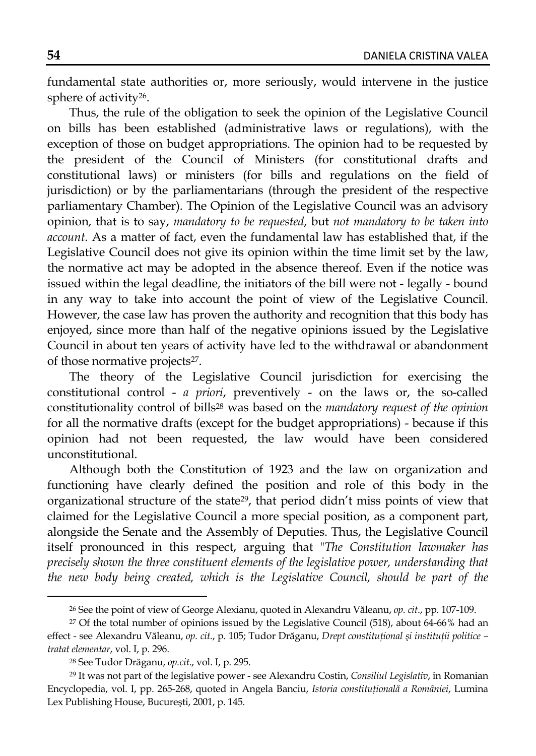fundamental state authorities or, more seriously, would intervene in the justice sphere of activity[26].

Thus, the rule of the obligation to seek the opinion of the Legislative Council on bills has been established (administrative laws or regulations), with the exception of those on budget appropriations. The opinion had to be requested by the president of the Council of Ministers (for constitutional drafts and constitutional laws) or ministers (for bills and regulations on the field of jurisdiction) or by the parliamentarians (through the president of the respective parliamentary Chamber). The Opinion of the Legislative Council was an advisory opinion, that is to say, *mandatory to be requested*, but *not mandatory to be taken into account*. As a matter of fact, even the fundamental law has established that, if the Legislative Council does not give its opinion within the time limit set by the law, the normative act may be adopted in the absence thereof. Even if the notice was issued within the legal deadline, the initiators of the bill were not - legally - bound in any way to take into account the point of view of the Legislative Council. However, the case law has proven the authority and recognition that this body has enjoyed, since more than half of the negative opinions issued by the Legislative Council in about ten years of activity have led to the withdrawal or abandonment of those normative projects[27].

The theory of the Legislative Council jurisdiction for exercising the constitutional control - *a priori*, preventively - on the laws or, the so-called constitutionality control of bills[28] was based on the *mandatory request of the opinion* for all the normative drafts (except for the budget appropriations) - because if this opinion had not been requested, the law would have been considered unconstitutional.

Although both the Constitution of 1923 and the law on organization and functioning have clearly defined the position and role of this body in the organizational structure of the state[29], that period didn't miss points of view that claimed for the Legislative Council a more special position, as a component part, alongside the Senate and the Assembly of Deputies. Thus, the Legislative Council itself pronounced in this respect, arguing that "*The Constitution lawmaker has precisely shown the three constituent elements of the legislative power, understanding that the new body being created, which is the Legislative Council, should be part of the*

---

[26] See the point of view of George Alexianu, quoted in Alexandru Văleanu, *op. cit*., pp. 107-109.

[27] Of the total number of opinions issued by the Legislative Council (518), about 64-66% had an effect - see Alexandru Văleanu, *op. cit.*, p. 105; Tudor Drăganu, *Drept constituțional şi instituții politice – tratat elementar*, vol. I, p. 296.

[28] See Tudor Drăganu, *op.cit*., vol. I, p. 295.

[29] It was not part of the legislative power - see Alexandru Costin, *Consiliul Legislativ*, in Romanian Encyclopedia, vol. I, pp. 265-268, quoted in Angela Banciu, *Istoria constituțională a României*, Lumina Lex Publishing House, Bucureşti, 2001, p. 145.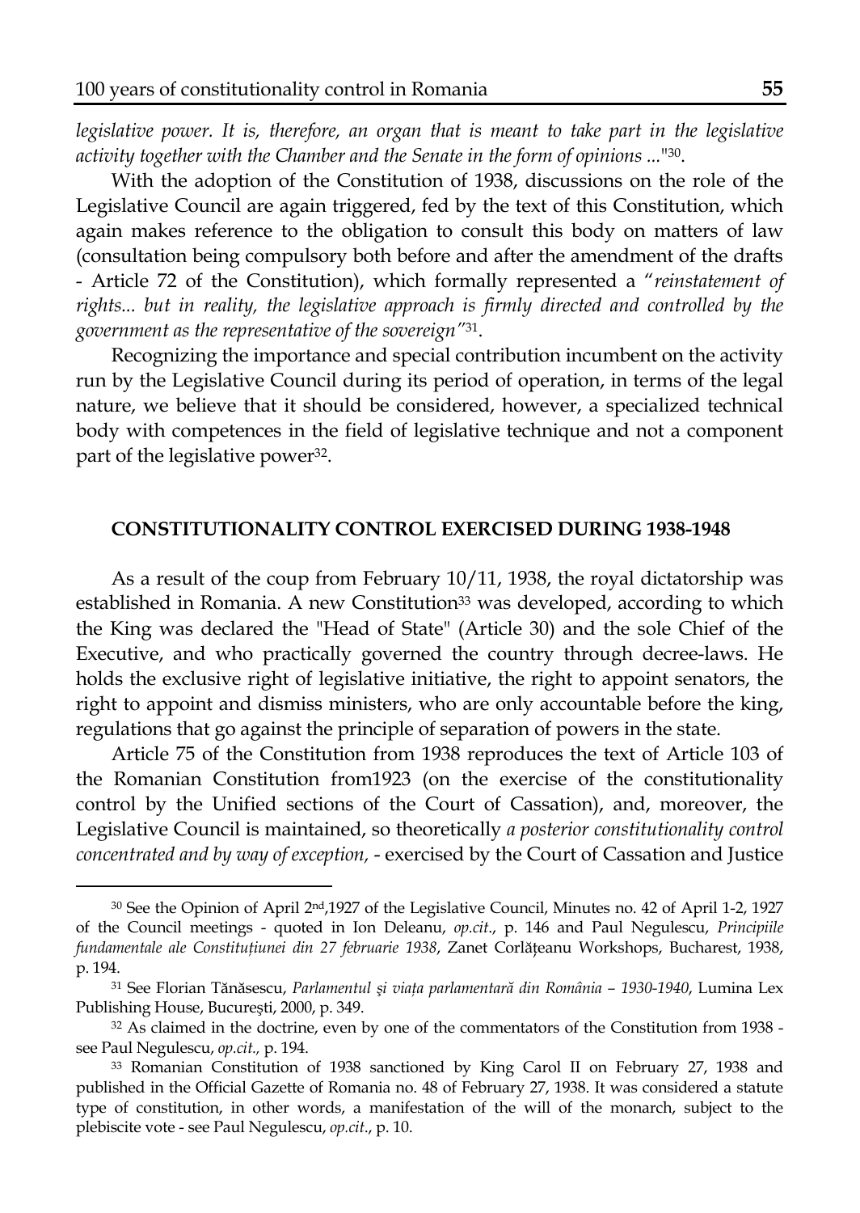*legislative power. It is, therefore, an organ that is meant to take part in the legislative activity together with the Chamber and the Senate in the form of opinions ...*"[30].

With the adoption of the Constitution of 1938, discussions on the role of the Legislative Council are again triggered, fed by the text of this Constitution, which again makes reference to the obligation to consult this body on matters of law (consultation being compulsory both before and after the amendment of the drafts - Article 72 of the Constitution), which formally represented a "*reinstatement of rights... but in reality, the legislative approach is firmly directed and controlled by the government as the representative of the sovereign*"[31].

Recognizing the importance and special contribution incumbent on the activity run by the Legislative Council during its period of operation, in terms of the legal nature, we believe that it should be considered, however, a specialized technical body with competences in the field of legislative technique and not a component part of the legislative power[32].

## CONSTITUTIONALITY CONTROL EXERCISED DURING 1938-1948

As a result of the coup from February 10/11, 1938, the royal dictatorship was established in Romania. A new Constitution[33] was developed, according to which the King was declared the "Head of State" (Article 30) and the sole Chief of the Executive, and who practically governed the country through decree-laws. He holds the exclusive right of legislative initiative, the right to appoint senators, the right to appoint and dismiss ministers, who are only accountable before the king, regulations that go against the principle of separation of powers in the state.

Article 75 of the Constitution from 1938 reproduces the text of Article 103 of the Romanian Constitution from1923 (on the exercise of the constitutionality control by the Unified sections of the Court of Cassation), and, moreover, the Legislative Council is maintained, so theoretically *a posterior constitutionality control concentrated and by way of exception,* - exercised by the Court of Cassation and Justice

---

[30] See the Opinion of April 2nd,1927 of the Legislative Council, Minutes no. 42 of April 1-2, 1927 of the Council meetings - quoted in Ion Deleanu, *op.cit.*, p. 146 and Paul Negulescu, *Principiile fundamentale ale Constituțiunei din 27 februarie 1938*, Zanet Corlățeanu Workshops, Bucharest, 1938, p. 194.

[31] See Florian Tănăsescu, *Parlamentul şi viața parlamentară din România – 1930-1940*, Lumina Lex Publishing House, Bucureşti, 2000, p. 349.

[32] As claimed in the doctrine, even by one of the commentators of the Constitution from 1938 - see Paul Negulescu, *op.cit.*, p. 194.

[33] Romanian Constitution of 1938 sanctioned by King Carol II on February 27, 1938 and published in the Official Gazette of Romania no. 48 of February 27, 1938. It was considered a statute type of constitution, in other words, a manifestation of the will of the monarch, subject to the plebiscite vote - see Paul Negulescu, *op.cit.*, p. 10.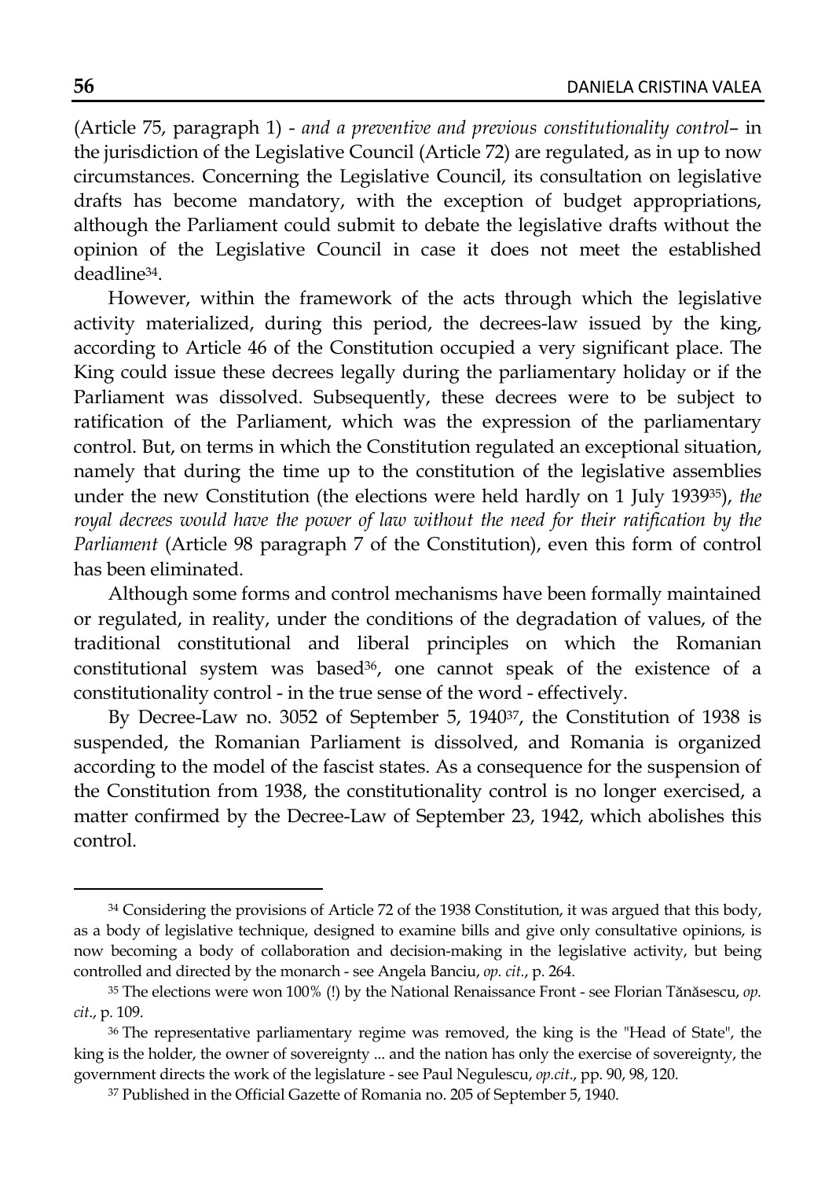(Article 75, paragraph 1) - *and a preventive and previous constitutionality control*– in the jurisdiction of the Legislative Council (Article 72) are regulated, as in up to now circumstances. Concerning the Legislative Council, its consultation on legislative drafts has become mandatory, with the exception of budget appropriations, although the Parliament could submit to debate the legislative drafts without the opinion of the Legislative Council in case it does not meet the established deadline[34].

However, within the framework of the acts through which the legislative activity materialized, during this period, the decrees-law issued by the king, according to Article 46 of the Constitution occupied a very significant place. The King could issue these decrees legally during the parliamentary holiday or if the Parliament was dissolved. Subsequently, these decrees were to be subject to ratification of the Parliament, which was the expression of the parliamentary control. But, on terms in which the Constitution regulated an exceptional situation, namely that during the time up to the constitution of the legislative assemblies under the new Constitution (the elections were held hardly on 1 July 1939[35]), *the royal decrees would have the power of law without the need for their ratification by the Parliament* (Article 98 paragraph 7 of the Constitution), even this form of control has been eliminated.

Although some forms and control mechanisms have been formally maintained or regulated, in reality, under the conditions of the degradation of values, of the traditional constitutional and liberal principles on which the Romanian constitutional system was based[36], one cannot speak of the existence of a constitutionality control - in the true sense of the word - effectively.

By Decree-Law no. 3052 of September 5, 1940[37], the Constitution of 1938 is suspended, the Romanian Parliament is dissolved, and Romania is organized according to the model of the fascist states. As a consequence for the suspension of the Constitution from 1938, the constitutionality control is no longer exercised, a matter confirmed by the Decree-Law of September 23, 1942, which abolishes this control.

---

[34] Considering the provisions of Article 72 of the 1938 Constitution, it was argued that this body, as a body of legislative technique, designed to examine bills and give only consultative opinions, is now becoming a body of collaboration and decision-making in the legislative activity, but being controlled and directed by the monarch - see Angela Banciu, *op. cit.*, p. 264.

[35] The elections were won 100% (!) by the National Renaissance Front - see Florian Tănăsescu, *op. cit.*, p. 109.

[36] The representative parliamentary regime was removed, the king is the "Head of State", the king is the holder, the owner of sovereignty ... and the nation has only the exercise of sovereignty, the government directs the work of the legislature - see Paul Negulescu, *op.cit.*, pp. 90, 98, 120.

[37] Published in the Official Gazette of Romania no. 205 of September 5, 1940.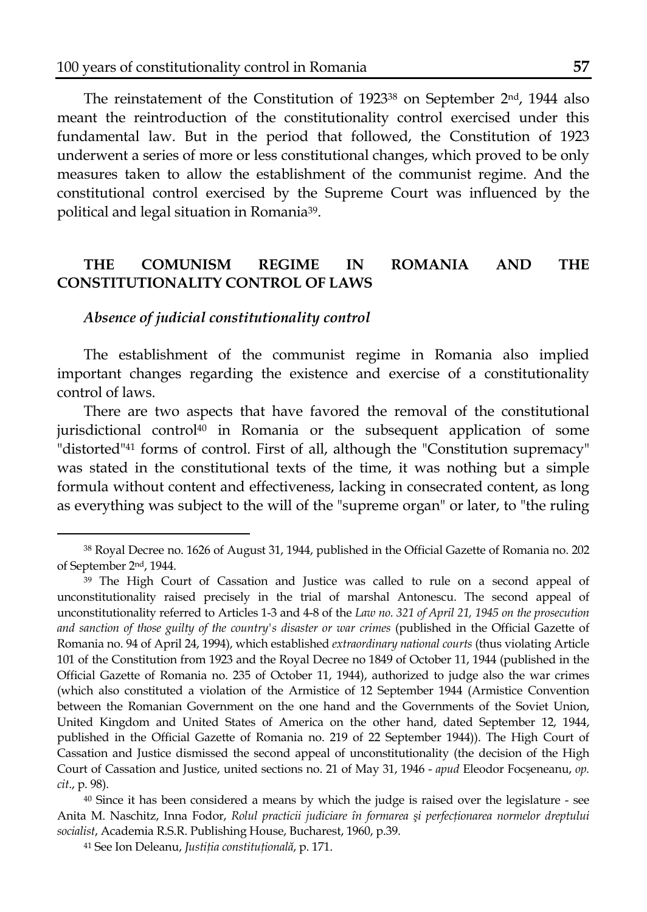The reinstatement of the Constitution of 1923[38] on September 2nd, 1944 also meant the reintroduction of the constitutionality control exercised under this fundamental law. But in the period that followed, the Constitution of 1923 underwent a series of more or less constitutional changes, which proved to be only measures taken to allow the establishment of the communist regime. And the constitutional control exercised by the Supreme Court was influenced by the political and legal situation in Romania[39].

## THE COMUNISM REGIME IN ROMANIA AND THE CONSTITUTIONALITY CONTROL OF LAWS

### *Absence of judicial constitutionality control*

The establishment of the communist regime in Romania also implied important changes regarding the existence and exercise of a constitutionality control of laws.

There are two aspects that have favored the removal of the constitutional jurisdictional control[40] in Romania or the subsequent application of some "distorted"[41] forms of control. First of all, although the "Constitution supremacy" was stated in the constitutional texts of the time, it was nothing but a simple formula without content and effectiveness, lacking in consecrated content, as long as everything was subject to the will of the "supreme organ" or later, to "the ruling

---

[38] Royal Decree no. 1626 of August 31, 1944, published in the Official Gazette of Romania no. 202 of September 2nd, 1944.

[39] The High Court of Cassation and Justice was called to rule on a second appeal of unconstitutionality raised precisely in the trial of marshal Antonescu. The second appeal of unconstitutionality referred to Articles 1-3 and 4-8 of the *Law no. 321 of April 21, 1945 on the prosecution and sanction of those guilty of the country's disaster or war crimes* (published in the Official Gazette of Romania no. 94 of April 24, 1994), which established *extraordinary national courts* (thus violating Article 101 of the Constitution from 1923 and the Royal Decree no 1849 of October 11, 1944 (published in the Official Gazette of Romania no. 235 of October 11, 1944), authorized to judge also the war crimes (which also constituted a violation of the Armistice of 12 September 1944 (Armistice Convention between the Romanian Government on the one hand and the Governments of the Soviet Union, United Kingdom and United States of America on the other hand, dated September 12, 1944, published in the Official Gazette of Romania no. 219 of 22 September 1944)). The High Court of Cassation and Justice dismissed the second appeal of unconstitutionality (the decision of the High Court of Cassation and Justice, united sections no. 21 of May 31, 1946 - *apud* Eleodor Focşeneanu, *op. cit.*, p. 98).

[40] Since it has been considered a means by which the judge is raised over the legislature - see Anita M. Naschitz, Inna Fodor, *Rolul practicii judiciare în formarea şi perfecționarea normelor dreptului socialist*, Academia R.S.R. Publishing House, Bucharest, 1960, p.39.

[41] See Ion Deleanu, *Justiția constituțională*, p. 171.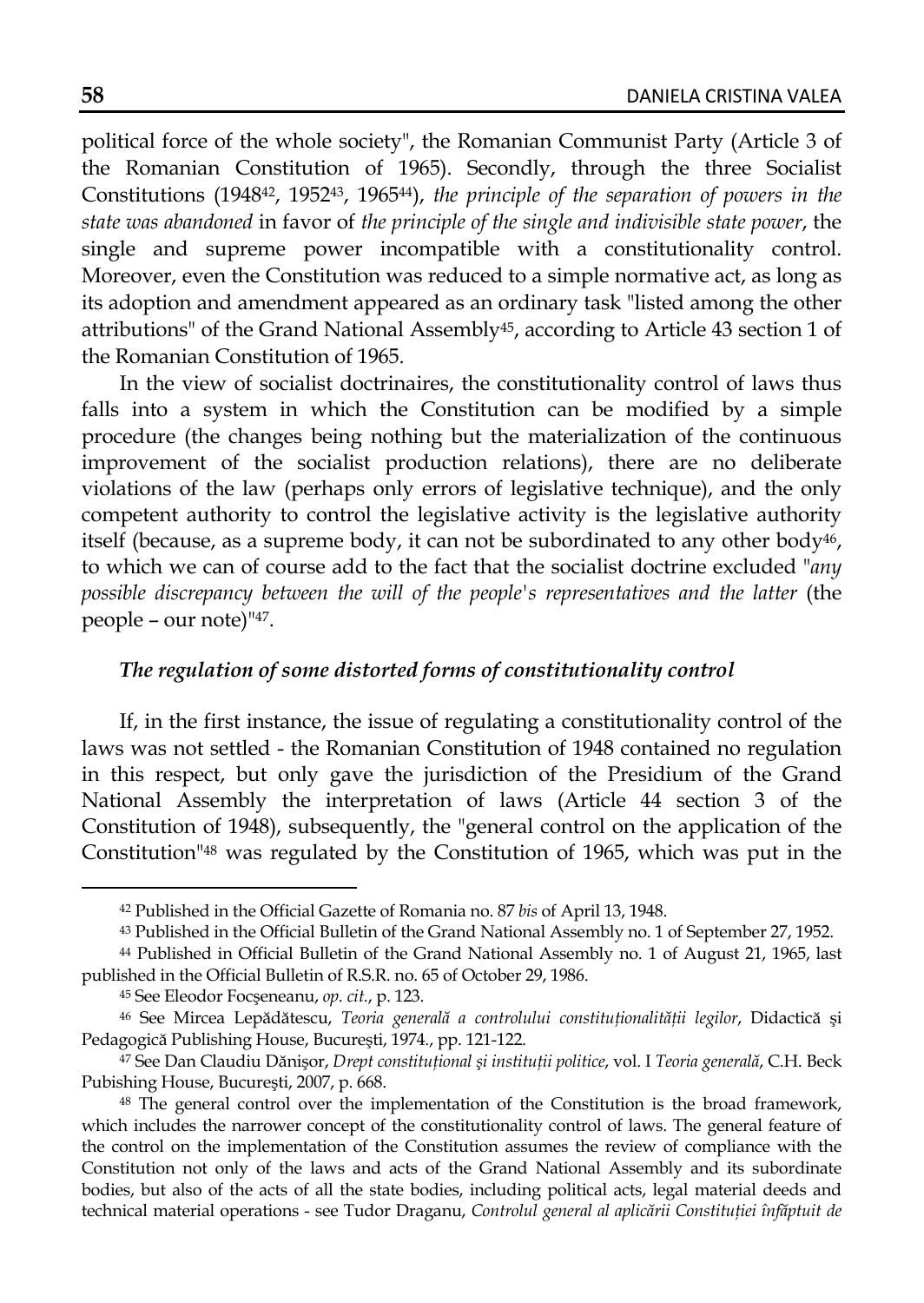political force of the whole society", the Romanian Communist Party (Article 3 of the Romanian Constitution of 1965). Secondly, through the three Socialist Constitutions (1948[42], 1952[43], 1965[44]), *the principle of the separation of powers in the state was abandoned* in favor of *the principle of the single and indivisible state power*, the single and supreme power incompatible with a constitutionality control. Moreover, even the Constitution was reduced to a simple normative act, as long as its adoption and amendment appeared as an ordinary task "listed among the other attributions" of the Grand National Assembly[45], according to Article 43 section 1 of the Romanian Constitution of 1965.

In the view of socialist doctrinaires, the constitutionality control of laws thus falls into a system in which the Constitution can be modified by a simple procedure (the changes being nothing but the materialization of the continuous improvement of the socialist production relations), there are no deliberate violations of the law (perhaps only errors of legislative technique), and the only competent authority to control the legislative activity is the legislative authority itself (because, as a supreme body, it can not be subordinated to any other body[46], to which we can of course add to the fact that the socialist doctrine excluded "*any possible discrepancy between the will of the people's representatives and the latter* (the people – our note)"[47].

### *The regulation of some distorted forms of constitutionality control*

If, in the first instance, the issue of regulating a constitutionality control of the laws was not settled - the Romanian Constitution of 1948 contained no regulation in this respect, but only gave the jurisdiction of the Presidium of the Grand National Assembly the interpretation of laws (Article 44 section 3 of the Constitution of 1948), subsequently, the "general control on the application of the Constitution"[48] was regulated by the Constitution of 1965, which was put in the

---

[42] Published in the Official Gazette of Romania no. 87 *bis* of April 13, 1948.

[43] Published in the Official Bulletin of the Grand National Assembly no. 1 of September 27, 1952.

[44] Published in Official Bulletin of the Grand National Assembly no. 1 of August 21, 1965, last published in the Official Bulletin of R.S.R. no. 65 of October 29, 1986.

[45] See Eleodor Focşeneanu, *op. cit.*, p. 123.

[46] See Mircea Lepădătescu, *Teoria generală a controlului constituționalității legilor*, Didactică şi Pedagogică Publishing House, Bucureşti, 1974., pp. 121-122.

[47] See Dan Claudiu Dănişor, *Drept constituțional şi instituții politice*, vol. I *Teoria generală*, C.H. Beck Pubishing House, Bucureşti, 2007, p. 668.

[48] The general control over the implementation of the Constitution is the broad framework, which includes the narrower concept of the constitutionality control of laws. The general feature of the control on the implementation of the Constitution assumes the review of compliance with the Constitution not only of the laws and acts of the Grand National Assembly and its subordinate bodies, but also of the acts of all the state bodies, including political acts, legal material deeds and technical material operations - see Tudor Draganu, *Controlul general al aplicării Constituției înfăptuit de*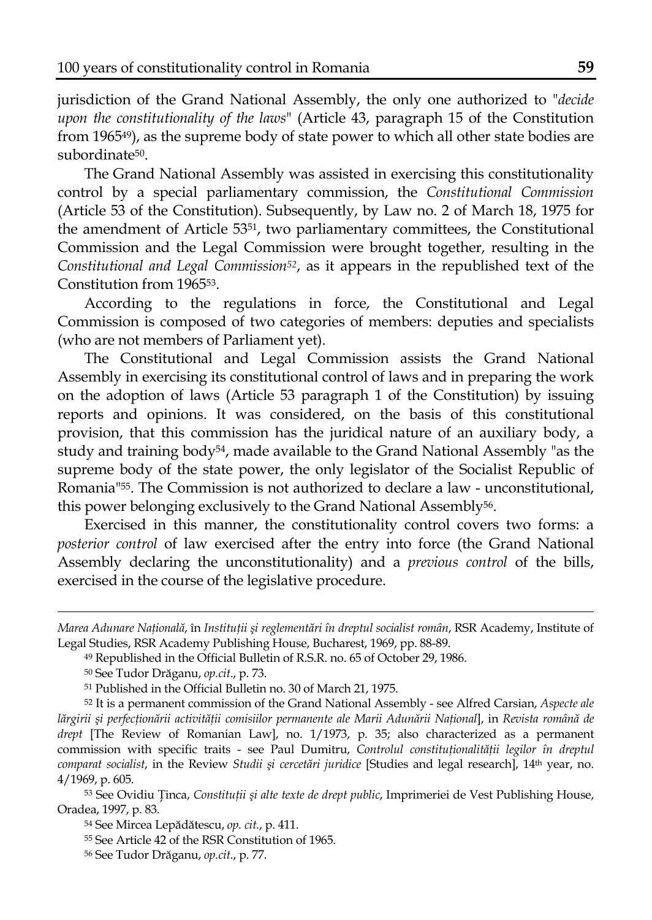jurisdiction of the Grand National Assembly, the only one authorized to "*decide upon the constitutionality of the laws*" (Article 43, paragraph 15 of the Constitution from 1965[49]), as the supreme body of state power to which all other state bodies are subordinate[50].

The Grand National Assembly was assisted in exercising this constitutionality control by a special parliamentary commission, the *Constitutional Commission* (Article 53 of the Constitution). Subsequently, by Law no. 2 of March 18, 1975 for the amendment of Article 53[51], two parliamentary committees, the Constitutional Commission and the Legal Commission were brought together, resulting in the *Constitutional and Legal Commission*[52], as it appears in the republished text of the Constitution from 1965[53].

According to the regulations in force, the Constitutional and Legal Commission is composed of two categories of members: deputies and specialists (who are not members of Parliament yet).

The Constitutional and Legal Commission assists the Grand National Assembly in exercising its constitutional control of laws and in preparing the work on the adoption of laws (Article 53 paragraph 1 of the Constitution) by issuing reports and opinions. It was considered, on the basis of this constitutional provision, that this commission has the juridical nature of an auxiliary body, a study and training body[54], made available to the Grand National Assembly "as the supreme body of the state power, the only legislator of the Socialist Republic of Romania"[55]. The Commission is not authorized to declare a law - unconstitutional, this power belonging exclusively to the Grand National Assembly[56].

Exercised in this manner, the constitutionality control covers two forms: a *posterior control* of law exercised after the entry into force (the Grand National Assembly declaring the unconstitutionality) and a *previous control* of the bills, exercised in the course of the legislative procedure.

---

*Marea Adunare Națională*, în *Instituții și reglementări în dreptul socialist român*, RSR Academy, Institute of Legal Studies, RSR Academy Publishing House, Bucharest, 1969, pp. 88-89.

[49] Republished in the Official Bulletin of R.S.R. no. 65 of October 29, 1986.

[50] See Tudor Drăganu, *op.cit.*, p. 73.

[51] Published in the Official Bulletin no. 30 of March 21, 1975.

[52] It is a permanent commission of the Grand National Assembly - see Alfred Carsian, *Aspecte ale lărgirii și perfecționării activității comisiilor permanente ale Marii Adunării Național*], in *Revista română de drept* [The Review of Romanian Law], no. 1/1973, p. 35; also characterized as a permanent commission with specific traits - see Paul Dumitru, *Controlul constituționalității legilor în dreptul comparat socialist*, in the Review *Studii și cercetări juridice* [Studies and legal research], 14th year, no. 4/1969, p. 605.

[53] See Ovidiu Ținca, *Constituții și alte texte de drept public*, Imprimeriei de Vest Publishing House, Oradea, 1997, p. 83.

[54] See Mircea Lepădătescu, *op. cit.*, p. 411.

[55] See Article 42 of the RSR Constitution of 1965.

[56] See Tudor Drăganu, *op.cit.*, p. 77.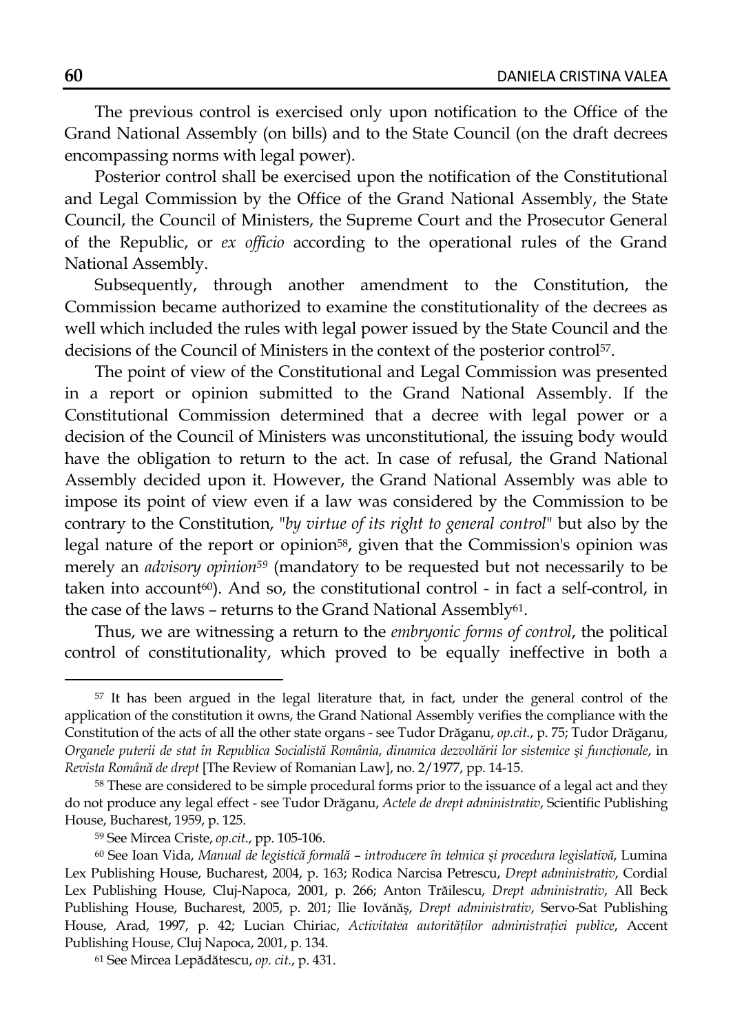The previous control is exercised only upon notification to the Office of the Grand National Assembly (on bills) and to the State Council (on the draft decrees encompassing norms with legal power).

Posterior control shall be exercised upon the notification of the Constitutional and Legal Commission by the Office of the Grand National Assembly, the State Council, the Council of Ministers, the Supreme Court and the Prosecutor General of the Republic, or *ex officio* according to the operational rules of the Grand National Assembly.

Subsequently, through another amendment to the Constitution, the Commission became authorized to examine the constitutionality of the decrees as well which included the rules with legal power issued by the State Council and the decisions of the Council of Ministers in the context of the posterior control[57].

The point of view of the Constitutional and Legal Commission was presented in a report or opinion submitted to the Grand National Assembly. If the Constitutional Commission determined that a decree with legal power or a decision of the Council of Ministers was unconstitutional, the issuing body would have the obligation to return to the act. In case of refusal, the Grand National Assembly decided upon it. However, the Grand National Assembly was able to impose its point of view even if a law was considered by the Commission to be contrary to the Constitution, "*by virtue of its right to general control*" but also by the legal nature of the report or opinion[58], given that the Commission's opinion was merely an *advisory opinion*[59] (mandatory to be requested but not necessarily to be taken into account[60]). And so, the constitutional control - in fact a self-control, in the case of the laws – returns to the Grand National Assembly[61].

Thus, we are witnessing a return to the *embryonic forms of control*, the political control of constitutionality, which proved to be equally ineffective in both a

---

[57] It has been argued in the legal literature that, in fact, under the general control of the application of the constitution it owns, the Grand National Assembly verifies the compliance with the Constitution of the acts of all the other state organs - see Tudor Drăganu, *op.cit.*, p. 75; Tudor Drăganu, *Organele puterii de stat în Republica Socialistă România, dinamica dezvoltării lor sistemice şi funcţionale*, in *Revista Română de drept* [The Review of Romanian Law], no. 2/1977, pp. 14-15.

[58] These are considered to be simple procedural forms prior to the issuance of a legal act and they do not produce any legal effect - see Tudor Drăganu, *Actele de drept administrativ*, Scientific Publishing House, Bucharest, 1959, p. 125.

[59] See Mircea Criste, *op.cit.*, pp. 105-106.

[60] See Ioan Vida, *Manual de legistică formală – introducere în tehnica şi procedura legislativă*, Lumina Lex Publishing House, Bucharest, 2004, p. 163; Rodica Narcisa Petrescu, *Drept administrativ*, Cordial Lex Publishing House, Cluj-Napoca, 2001, p. 266; Anton Trăilescu, *Drept administrativ*, All Beck Publishing House, Bucharest, 2005, p. 201; Ilie Iovănăş, *Drept administrativ*, Servo-Sat Publishing House, Arad, 1997, p. 42; Lucian Chiriac, *Activitatea autorităţilor administraţiei publice*, Accent Publishing House, Cluj Napoca, 2001, p. 134.

[61] See Mircea Lepădătescu, *op. cit.*, p. 431.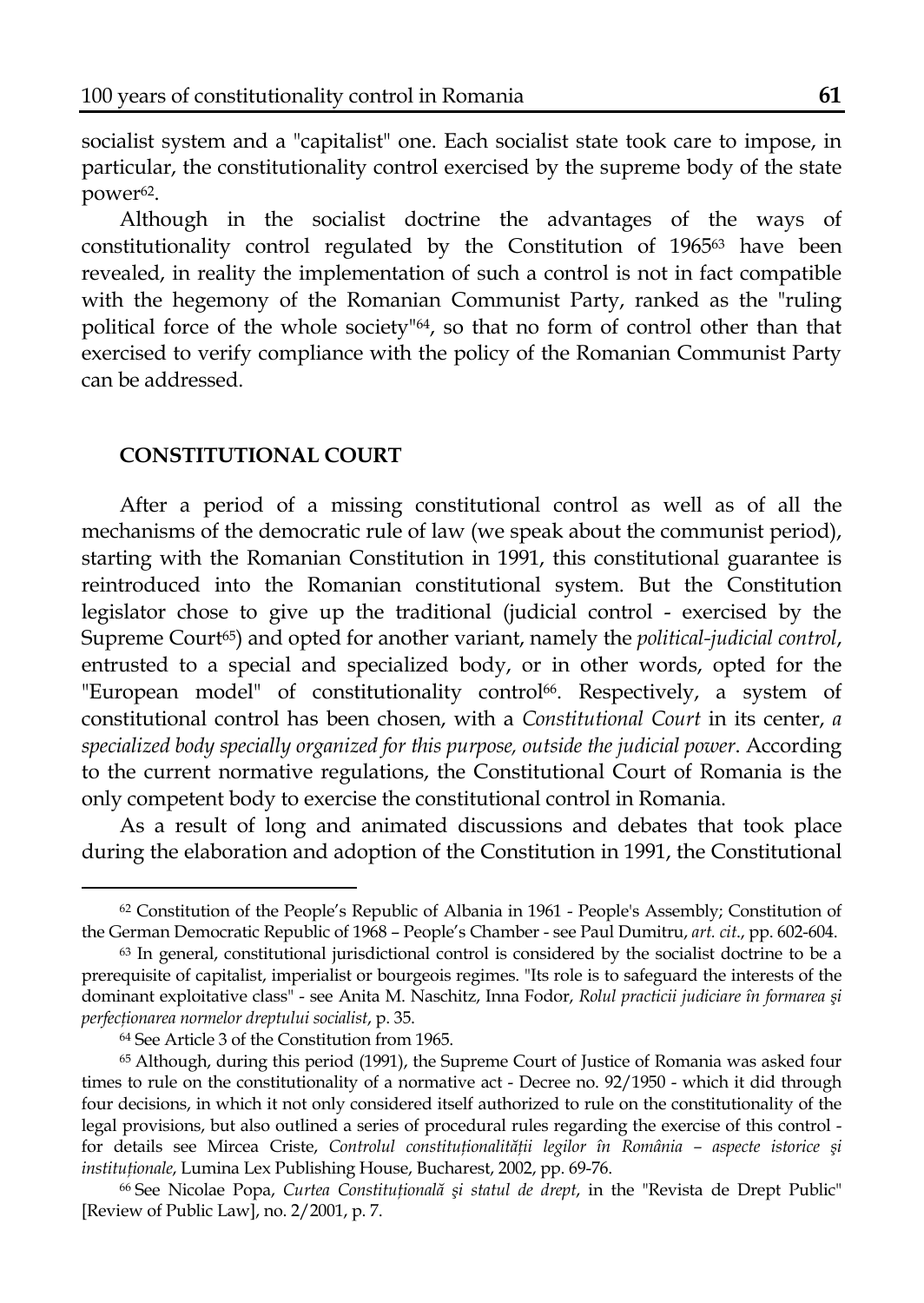socialist system and a "capitalist" one. Each socialist state took care to impose, in particular, the constitutionality control exercised by the supreme body of the state power[62].

Although in the socialist doctrine the advantages of the ways of constitutionality control regulated by the Constitution of 1965[63] have been revealed, in reality the implementation of such a control is not in fact compatible with the hegemony of the Romanian Communist Party, ranked as the "ruling political force of the whole society"[64], so that no form of control other than that exercised to verify compliance with the policy of the Romanian Communist Party can be addressed.

## CONSTITUTIONAL COURT

After a period of a missing constitutional control as well as of all the mechanisms of the democratic rule of law (we speak about the communist period), starting with the Romanian Constitution in 1991, this constitutional guarantee is reintroduced into the Romanian constitutional system. But the Constitution legislator chose to give up the traditional (judicial control - exercised by the Supreme Court[65]) and opted for another variant, namely the *political-judicial control*, entrusted to a special and specialized body, or in other words, opted for the "European model" of constitutionality control[66]. Respectively, a system of constitutional control has been chosen, with a *Constitutional Court* in its center, *a specialized body specially organized for this purpose, outside the judicial power*. According to the current normative regulations, the Constitutional Court of Romania is the only competent body to exercise the constitutional control in Romania.

As a result of long and animated discussions and debates that took place during the elaboration and adoption of the Constitution in 1991, the Constitutional

---

[62] Constitution of the People's Republic of Albania in 1961 - People's Assembly; Constitution of the German Democratic Republic of 1968 – People's Chamber - see Paul Dumitru, *art. cit.*, pp. 602-604.

[63] In general, constitutional jurisdictional control is considered by the socialist doctrine to be a prerequisite of capitalist, imperialist or bourgeois regimes. "Its role is to safeguard the interests of the dominant exploitative class" - see Anita M. Naschitz, Inna Fodor, *Rolul practicii judiciare în formarea şi perfecţionarea normelor dreptului socialist*, p. 35.

[64] See Article 3 of the Constitution from 1965.

[65] Although, during this period (1991), the Supreme Court of Justice of Romania was asked four times to rule on the constitutionality of a normative act - Decree no. 92/1950 - which it did through four decisions, in which it not only considered itself authorized to rule on the constitutionality of the legal provisions, but also outlined a series of procedural rules regarding the exercise of this control - for details see Mircea Criste, *Controlul constituţionalităţii legilor în România – aspecte istorice şi instituţionale*, Lumina Lex Publishing House, Bucharest, 2002, pp. 69-76.

[66] See Nicolae Popa, *Curtea Constituţională şi statul de drept*, in the "Revista de Drept Public" [Review of Public Law], no. 2/2001, p. 7.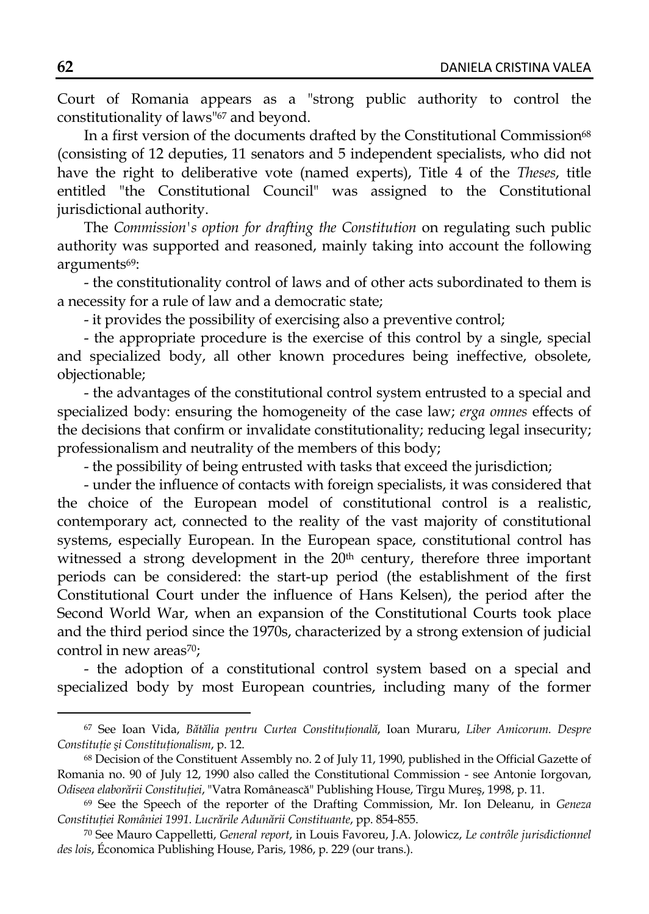Court of Romania appears as a "strong public authority to control the constitutionality of laws"[67] and beyond.

In a first version of the documents drafted by the Constitutional Commission[68] (consisting of 12 deputies, 11 senators and 5 independent specialists, who did not have the right to deliberative vote (named experts), Title 4 of the *Theses*, title entitled "the Constitutional Council" was assigned to the Constitutional jurisdictional authority.

The *Commission's option for drafting the Constitution* on regulating such public authority was supported and reasoned, mainly taking into account the following arguments[69]:

- the constitutionality control of laws and of other acts subordinated to them is a necessity for a rule of law and a democratic state;

- it provides the possibility of exercising also a preventive control;

- the appropriate procedure is the exercise of this control by a single, special and specialized body, all other known procedures being ineffective, obsolete, objectionable;

- the advantages of the constitutional control system entrusted to a special and specialized body: ensuring the homogeneity of the case law; *erga omnes* effects of the decisions that confirm or invalidate constitutionality; reducing legal insecurity; professionalism and neutrality of the members of this body;

- the possibility of being entrusted with tasks that exceed the jurisdiction;

- under the influence of contacts with foreign specialists, it was considered that the choice of the European model of constitutional control is a realistic, contemporary act, connected to the reality of the vast majority of constitutional systems, especially European. In the European space, constitutional control has witnessed a strong development in the 20th century, therefore three important periods can be considered: the start-up period (the establishment of the first Constitutional Court under the influence of Hans Kelsen), the period after the Second World War, when an expansion of the Constitutional Courts took place and the third period since the 1970s, characterized by a strong extension of judicial control in new areas[70];

- the adoption of a constitutional control system based on a special and specialized body by most European countries, including many of the former

---

[67] See Ioan Vida, *Bătălia pentru Curtea Constituțională*, Ioan Muraru, *Liber Amicorum. Despre Constituție şi Constituționalism*, p. 12.

[68] Decision of the Constituent Assembly no. 2 of July 11, 1990, published in the Official Gazette of Romania no. 90 of July 12, 1990 also called the Constitutional Commission - see Antonie Iorgovan, *Odiseea elaborării Constituției*, "Vatra Românească" Publishing House, Tîrgu Mureş, 1998, p. 11.

[69] See the Speech of the reporter of the Drafting Commission, Mr. Ion Deleanu, in *Geneza Constituției României 1991. Lucrările Adunării Constituante*, pp. 854-855.

[70] See Mauro Cappelletti, *General report*, in Louis Favoreu, J.A. Jolowicz, *Le contrôle jurisdictionnel des lois*, Économica Publishing House, Paris, 1986, p. 229 (our trans.).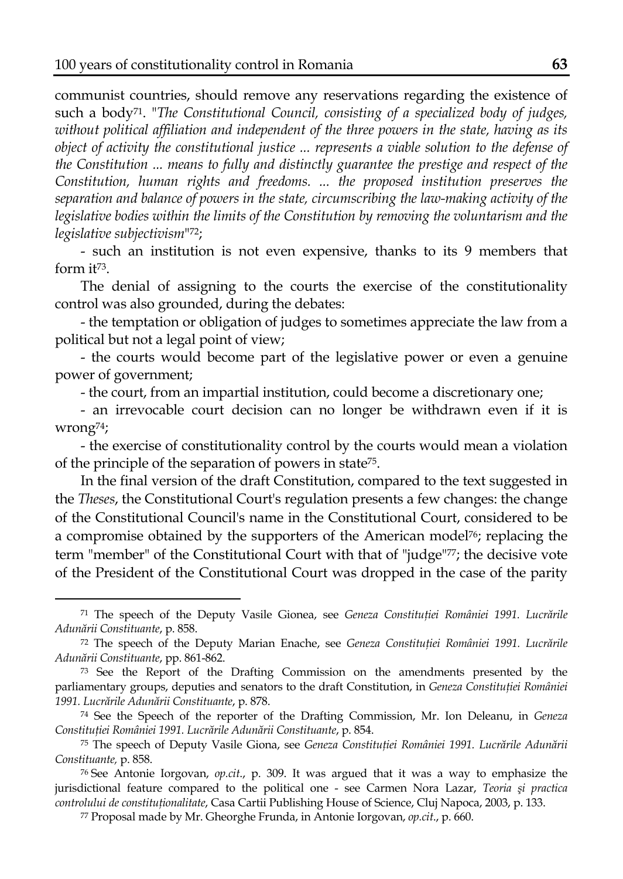communist countries, should remove any reservations regarding the existence of such a body[71]. "*The Constitutional Council, consisting of a specialized body of judges, without political affiliation and independent of the three powers in the state, having as its object of activity the constitutional justice ... represents a viable solution to the defense of the Constitution ... means to fully and distinctly guarantee the prestige and respect of the Constitution, human rights and freedoms. ... the proposed institution preserves the separation and balance of powers in the state, circumscribing the law-making activity of the legislative bodies within the limits of the Constitution by removing the voluntarism and the legislative subjectivism*"[72];

- such an institution is not even expensive, thanks to its 9 members that form it[73].

The denial of assigning to the courts the exercise of the constitutionality control was also grounded, during the debates:

- the temptation or obligation of judges to sometimes appreciate the law from a political but not a legal point of view;

- the courts would become part of the legislative power or even a genuine power of government;

- the court, from an impartial institution, could become a discretionary one;

- an irrevocable court decision can no longer be withdrawn even if it is wrong[74];

- the exercise of constitutionality control by the courts would mean a violation of the principle of the separation of powers in state[75].

In the final version of the draft Constitution, compared to the text suggested in the *Theses*, the Constitutional Court's regulation presents a few changes: the change of the Constitutional Council's name in the Constitutional Court, considered to be a compromise obtained by the supporters of the American model[76]; replacing the term "member" of the Constitutional Court with that of "judge"[77]; the decisive vote of the President of the Constitutional Court was dropped in the case of the parity

---

[71] The speech of the Deputy Vasile Gionea, see *Geneza Constituției României 1991. Lucrările Adunării Constituante*, p. 858.

[72] The speech of the Deputy Marian Enache, see *Geneza Constituției României 1991. Lucrările Adunării Constituante*, pp. 861-862.

[73] See the Report of the Drafting Commission on the amendments presented by the parliamentary groups, deputies and senators to the draft Constitution, in *Geneza Constituției României 1991. Lucrările Adunării Constituante*, p. 878.

[74] See the Speech of the reporter of the Drafting Commission, Mr. Ion Deleanu, in *Geneza Constituției României 1991. Lucrările Adunării Constituante*, p. 854.

[75] The speech of Deputy Vasile Giona, see *Geneza Constituției României 1991. Lucrările Adunării Constituante,* p. 858.

[76] See Antonie Iorgovan, *op.cit.*, p. 309. It was argued that it was a way to emphasize the jurisdictional feature compared to the political one - see Carmen Nora Lazar, *Teoria şi practica controlului de constituționalitate*, Casa Cartii Publishing House of Science, Cluj Napoca, 2003, p. 133.

[77] Proposal made by Mr. Gheorghe Frunda, in Antonie Iorgovan, *op.cit.*, p. 660.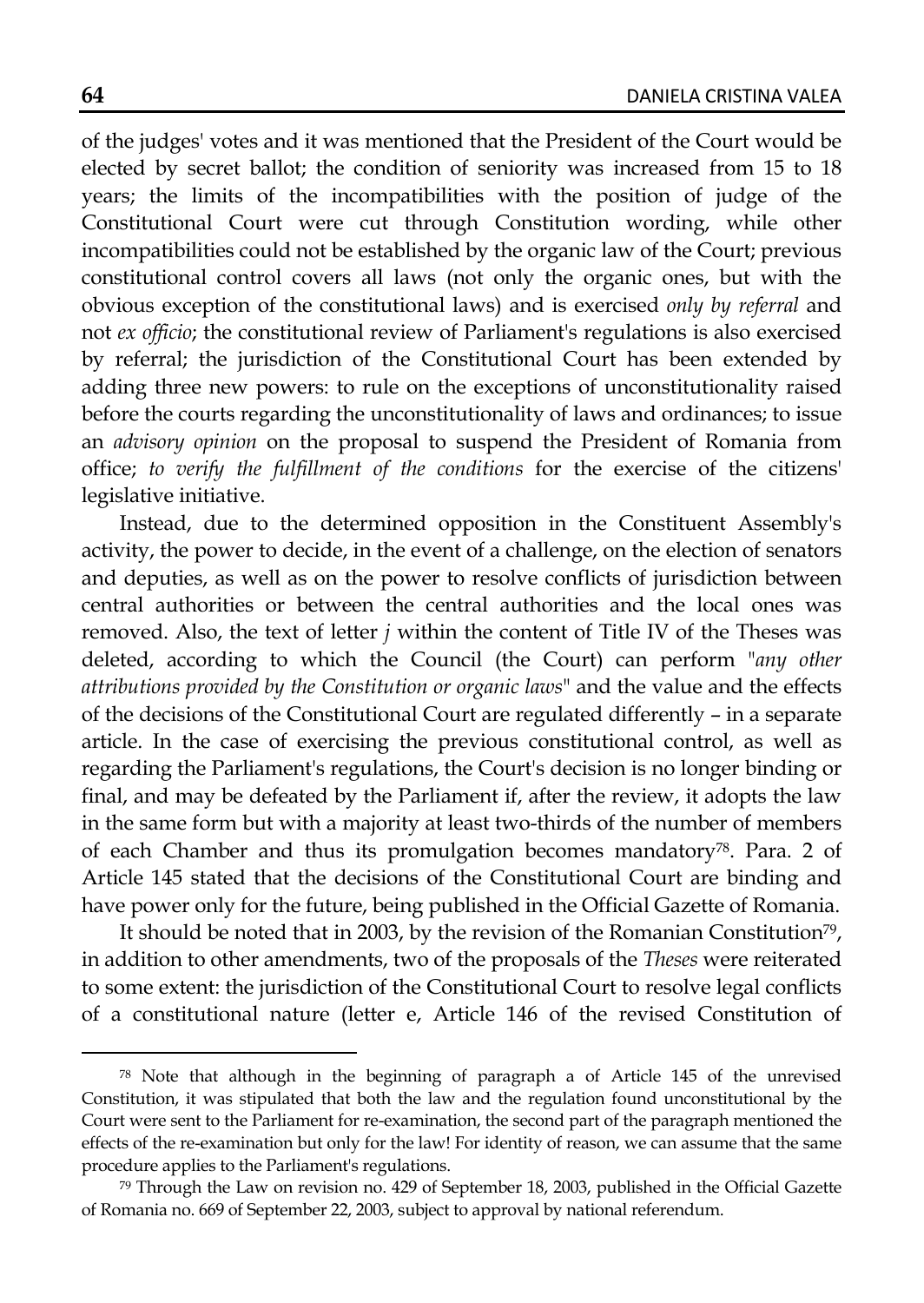of the judges' votes and it was mentioned that the President of the Court would be elected by secret ballot; the condition of seniority was increased from 15 to 18 years; the limits of the incompatibilities with the position of judge of the Constitutional Court were cut through Constitution wording, while other incompatibilities could not be established by the organic law of the Court; previous constitutional control covers all laws (not only the organic ones, but with the obvious exception of the constitutional laws) and is exercised *only by referral* and not *ex officio*; the constitutional review of Parliament's regulations is also exercised by referral; the jurisdiction of the Constitutional Court has been extended by adding three new powers: to rule on the exceptions of unconstitutionality raised before the courts regarding the unconstitutionality of laws and ordinances; to issue an *advisory opinion* on the proposal to suspend the President of Romania from office; *to verify the fulfillment of the conditions* for the exercise of the citizens' legislative initiative.

Instead, due to the determined opposition in the Constituent Assembly's activity, the power to decide, in the event of a challenge, on the election of senators and deputies, as well as on the power to resolve conflicts of jurisdiction between central authorities or between the central authorities and the local ones was removed. Also, the text of letter *j* within the content of Title IV of the Theses was deleted, according to which the Council (the Court) can perform "*any other attributions provided by the Constitution or organic laws*" and the value and the effects of the decisions of the Constitutional Court are regulated differently – in a separate article. In the case of exercising the previous constitutional control, as well as regarding the Parliament's regulations, the Court's decision is no longer binding or final, and may be defeated by the Parliament if, after the review, it adopts the law in the same form but with a majority at least two-thirds of the number of members of each Chamber and thus its promulgation becomes mandatory[78]. Para. 2 of Article 145 stated that the decisions of the Constitutional Court are binding and have power only for the future, being published in the Official Gazette of Romania.

It should be noted that in 2003, by the revision of the Romanian Constitution[79], in addition to other amendments, two of the proposals of the *Theses* were reiterated to some extent: the jurisdiction of the Constitutional Court to resolve legal conflicts of a constitutional nature (letter e, Article 146 of the revised Constitution of

---

[78] Note that although in the beginning of paragraph a of Article 145 of the unrevised Constitution, it was stipulated that both the law and the regulation found unconstitutional by the Court were sent to the Parliament for re-examination, the second part of the paragraph mentioned the effects of the re-examination but only for the law! For identity of reason, we can assume that the same procedure applies to the Parliament's regulations.

[79] Through the Law on revision no. 429 of September 18, 2003, published in the Official Gazette of Romania no. 669 of September 22, 2003, subject to approval by national referendum.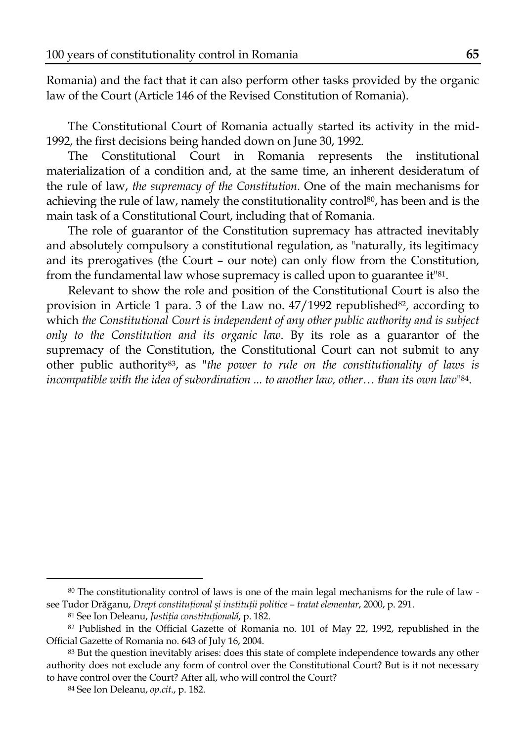Romania) and the fact that it can also perform other tasks provided by the organic law of the Court (Article 146 of the Revised Constitution of Romania).

The Constitutional Court of Romania actually started its activity in the mid-1992, the first decisions being handed down on June 30, 1992.

The Constitutional Court in Romania represents the institutional materialization of a condition and, at the same time, an inherent desideratum of the rule of law, *the supremacy of the Constitution*. One of the main mechanisms for achieving the rule of law, namely the constitutionality control[80], has been and is the main task of a Constitutional Court, including that of Romania.

The role of guarantor of the Constitution supremacy has attracted inevitably and absolutely compulsory a constitutional regulation, as "naturally, its legitimacy and its prerogatives (the Court – our note) can only flow from the Constitution, from the fundamental law whose supremacy is called upon to guarantee it"[81].

Relevant to show the role and position of the Constitutional Court is also the provision in Article 1 para. 3 of the Law no. 47/1992 republished[82], according to which *the Constitutional Court is independent of any other public authority and is subject only to the Constitution and its organic law*. By its role as a guarantor of the supremacy of the Constitution, the Constitutional Court can not submit to any other public authority[83], as "*the power to rule on the constitutionality of laws is incompatible with the idea of subordination ... to another law, other… than its own law*"[84].

---

[80] The constitutionality control of laws is one of the main legal mechanisms for the rule of law - see Tudor Drăganu, *Drept constituțional și instituții politice – tratat elementar*, 2000, p. 291.

[81] See Ion Deleanu, *Justiția constituțională*, p. 182.

[82] Published in the Official Gazette of Romania no. 101 of May 22, 1992, republished in the Official Gazette of Romania no. 643 of July 16, 2004.

[83] But the question inevitably arises: does this state of complete independence towards any other authority does not exclude any form of control over the Constitutional Court? But is it not necessary to have control over the Court? After all, who will control the Court?

[84] See Ion Deleanu, *op.cit.*, p. 182.